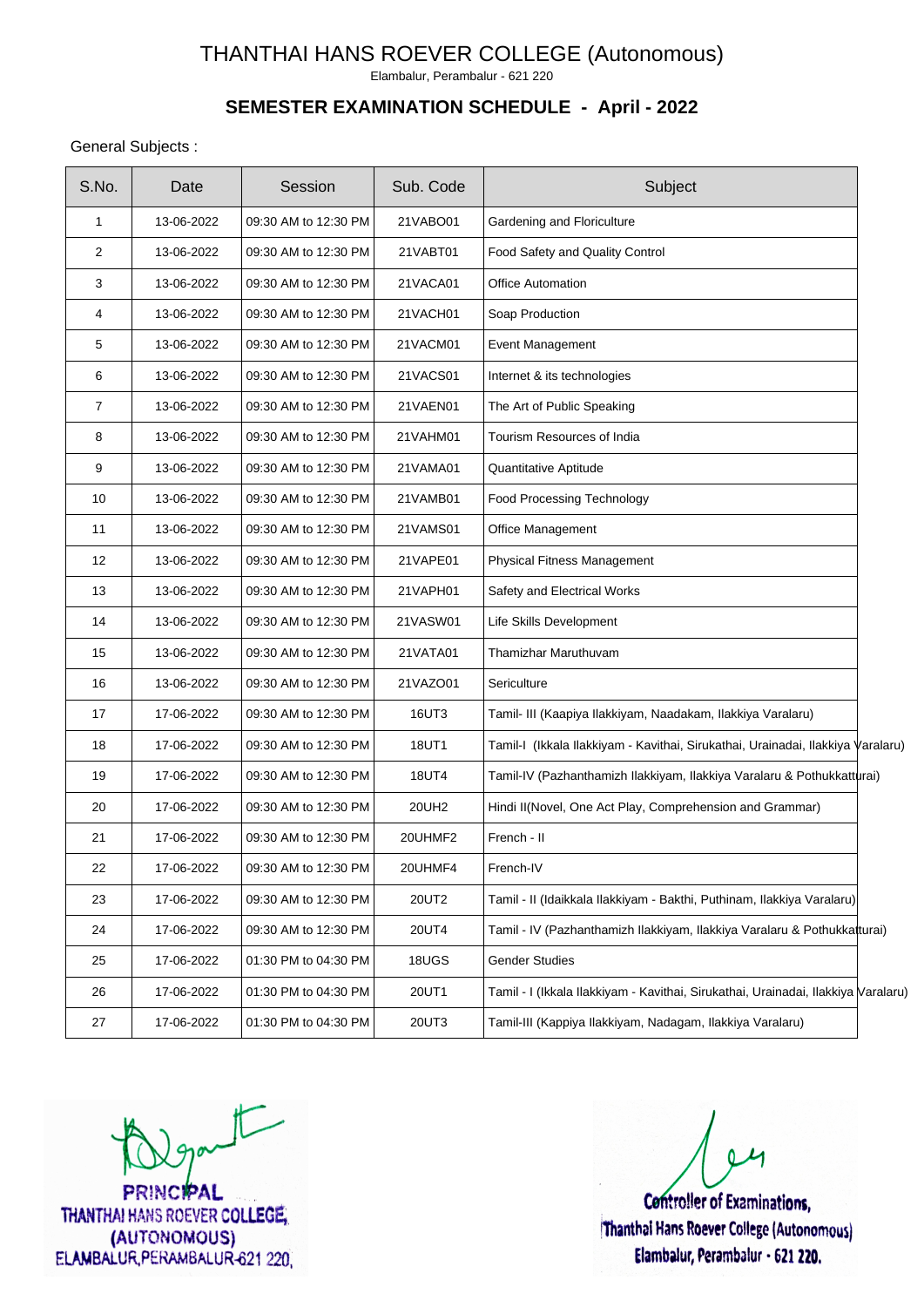# THANTHAI HANS ROEVER COLLEGE (Autonomous)

Elambalur, Perambalur - 621 220

## SEMESTER EXAMINATION SCHEDULE - April - 2022

General Subjects :

| S.No. | Date | Session | Sub. Code | Subject |
|---|---|---|---|---|
| 1 | 13-06-2022 | 09:30 AM to 12:30 PM | 21VABO01 | Gardening and Floriculture |
| 2 | 13-06-2022 | 09:30 AM to 12:30 PM | 21VABT01 | Food Safety and Quality Control |
| 3 | 13-06-2022 | 09:30 AM to 12:30 PM | 21VACA01 | Office Automation |
| 4 | 13-06-2022 | 09:30 AM to 12:30 PM | 21VACH01 | Soap Production |
| 5 | 13-06-2022 | 09:30 AM to 12:30 PM | 21VACM01 | Event Management |
| 6 | 13-06-2022 | 09:30 AM to 12:30 PM | 21VACS01 | Internet & its technologies |
| 7 | 13-06-2022 | 09:30 AM to 12:30 PM | 21VAEN01 | The Art of Public Speaking |
| 8 | 13-06-2022 | 09:30 AM to 12:30 PM | 21VAHM01 | Tourism Resources of India |
| 9 | 13-06-2022 | 09:30 AM to 12:30 PM | 21VAMA01 | Quantitative Aptitude |
| 10 | 13-06-2022 | 09:30 AM to 12:30 PM | 21VAMB01 | Food Processing Technology |
| 11 | 13-06-2022 | 09:30 AM to 12:30 PM | 21VAMS01 | Office Management |
| 12 | 13-06-2022 | 09:30 AM to 12:30 PM | 21VAPE01 | Physical Fitness Management |
| 13 | 13-06-2022 | 09:30 AM to 12:30 PM | 21VAPH01 | Safety and Electrical Works |
| 14 | 13-06-2022 | 09:30 AM to 12:30 PM | 21VASW01 | Life Skills Development |
| 15 | 13-06-2022 | 09:30 AM to 12:30 PM | 21VATA01 | Thamizhar Maruthuvam |
| 16 | 13-06-2022 | 09:30 AM to 12:30 PM | 21VAZO01 | Sericulture |
| 17 | 17-06-2022 | 09:30 AM to 12:30 PM | 16UT3 | Tamil- III (Kaapiya Ilakkiyam, Naadakam, Ilakkiya Varalaru) |
| 18 | 17-06-2022 | 09:30 AM to 12:30 PM | 18UT1 | Tamil-I (Ikkala Ilakkiyam - Kavithai, Sirukathai, Urainadai, Ilakkiya Varalaru) |
| 19 | 17-06-2022 | 09:30 AM to 12:30 PM | 18UT4 | Tamil-IV (Pazhanthamizh Ilakkiyam, Ilakkiya Varalaru & Pothukkatturai) |
| 20 | 17-06-2022 | 09:30 AM to 12:30 PM | 20UH2 | Hindi II(Novel, One Act Play, Comprehension and Grammar) |
| 21 | 17-06-2022 | 09:30 AM to 12:30 PM | 20UHMF2 | French - II |
| 22 | 17-06-2022 | 09:30 AM to 12:30 PM | 20UHMF4 | French-IV |
| 23 | 17-06-2022 | 09:30 AM to 12:30 PM | 20UT2 | Tamil - II (Idaikkala Ilakkiyam - Bakthi, Puthinam, Ilakkiya Varalaru) |
| 24 | 17-06-2022 | 09:30 AM to 12:30 PM | 20UT4 | Tamil - IV (Pazhanthamizh Ilakkiyam, Ilakkiya Varalaru & Pothukkatturai) |
| 25 | 17-06-2022 | 01:30 PM to 04:30 PM | 18UGS | Gender Studies |
| 26 | 17-06-2022 | 01:30 PM to 04:30 PM | 20UT1 | Tamil - I (Ikkala Ilakkiyam - Kavithai, Sirukathai, Urainadai, Ilakkiya Varalaru) |
| 27 | 17-06-2022 | 01:30 PM to 04:30 PM | 20UT3 | Tamil-III (Kappiya Ilakkiyam, Nadagam, Ilakkiya Varalaru) |

PRINCIPAL
THANTHAI HANS ROEVER COLLEGE,
(AUTONOMOUS)
ELAMBALUR, PERAMBALUR-621 220.

Controller of Examinations,
Thanthai Hans Roever College (Autonomous)
Elambalur, Perambalur - 621 220.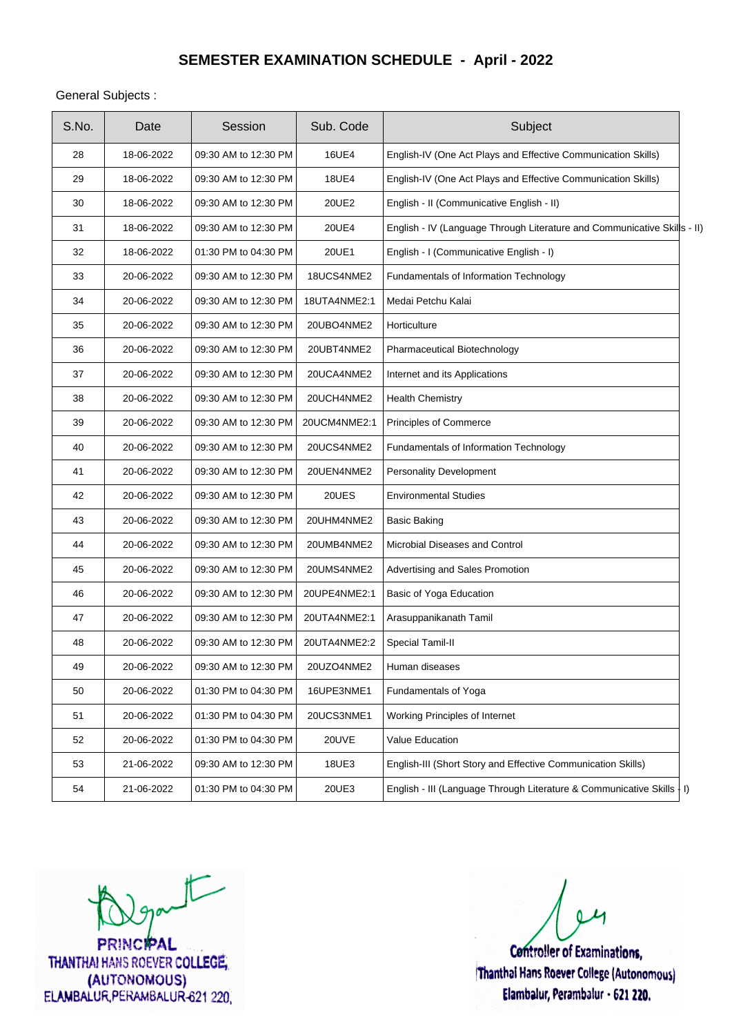## SEMESTER EXAMINATION SCHEDULE - April - 2022

General Subjects :

| S.No. | Date | Session | Sub. Code | Subject |
|---|---|---|---|---|
| 28 | 18-06-2022 | 09:30 AM to 12:30 PM | 16UE4 | English-IV (One Act Plays and Effective Communication Skills) |
| 29 | 18-06-2022 | 09:30 AM to 12:30 PM | 18UE4 | English-IV (One Act Plays and Effective Communication Skills) |
| 30 | 18-06-2022 | 09:30 AM to 12:30 PM | 20UE2 | English - II (Communicative English - II) |
| 31 | 18-06-2022 | 09:30 AM to 12:30 PM | 20UE4 | English - IV (Language Through Literature and Communicative Skills - II) |
| 32 | 18-06-2022 | 01:30 PM to 04:30 PM | 20UE1 | English - I (Communicative English - I) |
| 33 | 20-06-2022 | 09:30 AM to 12:30 PM | 18UCS4NME2 | Fundamentals of Information Technology |
| 34 | 20-06-2022 | 09:30 AM to 12:30 PM | 18UTA4NME2:1 | Medai Petchu Kalai |
| 35 | 20-06-2022 | 09:30 AM to 12:30 PM | 20UBO4NME2 | Horticulture |
| 36 | 20-06-2022 | 09:30 AM to 12:30 PM | 20UBT4NME2 | Pharmaceutical Biotechnology |
| 37 | 20-06-2022 | 09:30 AM to 12:30 PM | 20UCA4NME2 | Internet and its Applications |
| 38 | 20-06-2022 | 09:30 AM to 12:30 PM | 20UCH4NME2 | Health Chemistry |
| 39 | 20-06-2022 | 09:30 AM to 12:30 PM | 20UCM4NME2:1 | Principles of Commerce |
| 40 | 20-06-2022 | 09:30 AM to 12:30 PM | 20UCS4NME2 | Fundamentals of Information Technology |
| 41 | 20-06-2022 | 09:30 AM to 12:30 PM | 20UEN4NME2 | Personality Development |
| 42 | 20-06-2022 | 09:30 AM to 12:30 PM | 20UES | Environmental Studies |
| 43 | 20-06-2022 | 09:30 AM to 12:30 PM | 20UHM4NME2 | Basic Baking |
| 44 | 20-06-2022 | 09:30 AM to 12:30 PM | 20UMB4NME2 | Microbial Diseases and Control |
| 45 | 20-06-2022 | 09:30 AM to 12:30 PM | 20UMS4NME2 | Advertising and Sales Promotion |
| 46 | 20-06-2022 | 09:30 AM to 12:30 PM | 20UPE4NME2:1 | Basic of Yoga Education |
| 47 | 20-06-2022 | 09:30 AM to 12:30 PM | 20UTA4NME2:1 | Arasuppanikanath Tamil |
| 48 | 20-06-2022 | 09:30 AM to 12:30 PM | 20UTA4NME2:2 | Special Tamil-II |
| 49 | 20-06-2022 | 09:30 AM to 12:30 PM | 20UZO4NME2 | Human diseases |
| 50 | 20-06-2022 | 01:30 PM to 04:30 PM | 16UPE3NME1 | Fundamentals of Yoga |
| 51 | 20-06-2022 | 01:30 PM to 04:30 PM | 20UCS3NME1 | Working Principles of Internet |
| 52 | 20-06-2022 | 01:30 PM to 04:30 PM | 20UVE | Value Education |
| 53 | 21-06-2022 | 09:30 AM to 12:30 PM | 18UE3 | English-III (Short Story and Effective Communication Skills) |
| 54 | 21-06-2022 | 01:30 PM to 04:30 PM | 20UE3 | English - III (Language Through Literature & Communicative Skills - I) |

PRINCIPAL
THANTHAI HANS ROEVER COLLEGE,
(AUTONOMOUS)
ELAMBALUR, PERAMBALUR-621 220.

Controller of Examinations,
Thanthai Hans Roever College (Autonomous)
Elambalur, Perambalur - 621 220.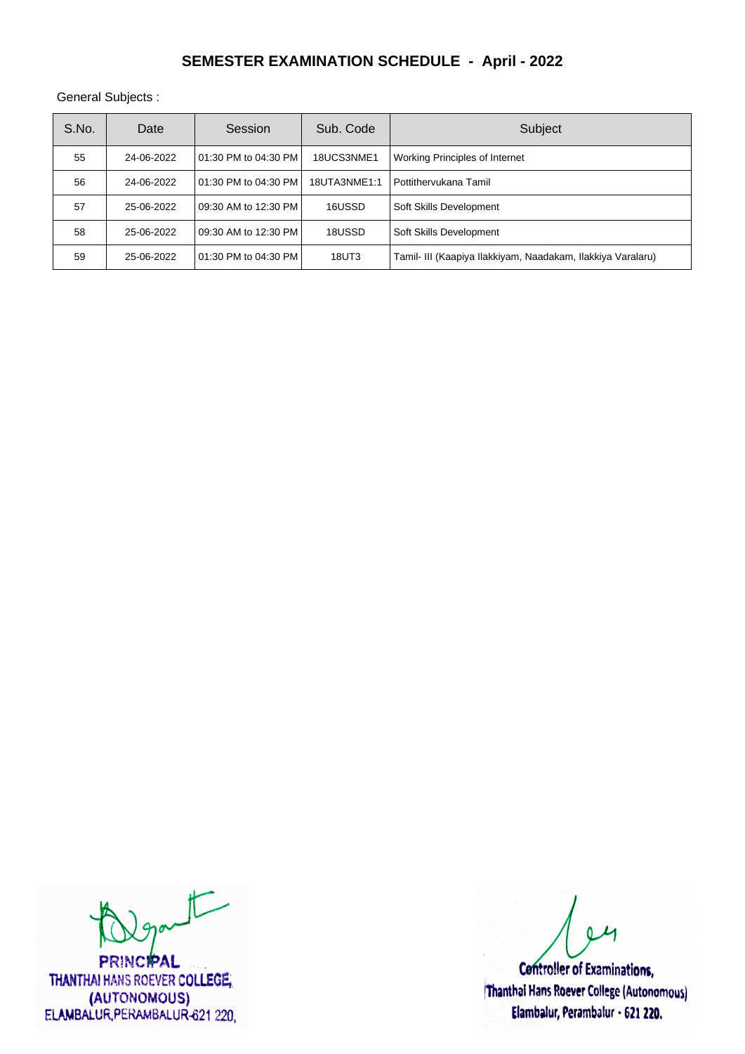## SEMESTER EXAMINATION SCHEDULE - April - 2022

General Subjects :

| S.No. | Date | Session | Sub. Code | Subject |
|---|---|---|---|---|
| 55 | 24-06-2022 | 01:30 PM to 04:30 PM | 18UCS3NME1 | Working Principles of Internet |
| 56 | 24-06-2022 | 01:30 PM to 04:30 PM | 18UTA3NME1:1 | Pottithervukana Tamil |
| 57 | 25-06-2022 | 09:30 AM to 12:30 PM | 16USSD | Soft Skills Development |
| 58 | 25-06-2022 | 09:30 AM to 12:30 PM | 18USSD | Soft Skills Development |
| 59 | 25-06-2022 | 01:30 PM to 04:30 PM | 18UT3 | Tamil- III (Kaapiya Ilakkiyam, Naadakam, Ilakkiya Varalaru) |

PRINCIPAL
THANTHAI HANS ROEVER COLLEGE,
(AUTONOMOUS)
ELAMBALUR, PERAMBALUR-621 220.

Controller of Examinations,
Thanthai Hans Roever College (Autonomous)
Elambalur, Perambalur - 621 220.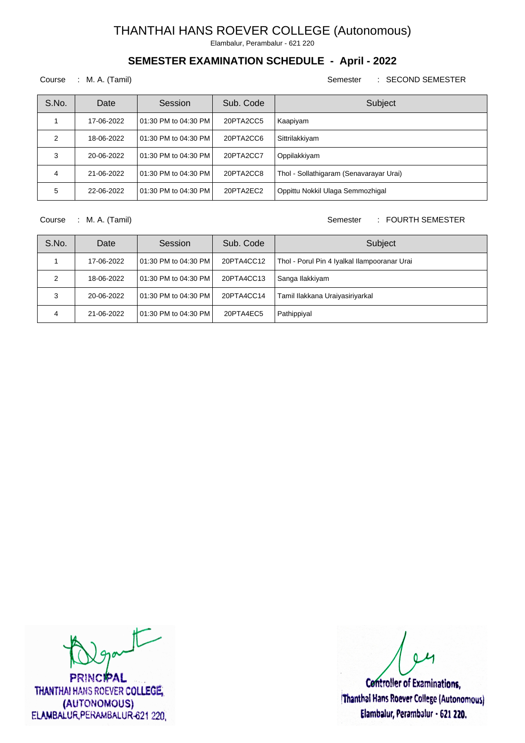# THANTHAI HANS ROEVER COLLEGE (Autonomous)

Elambalur, Perambalur - 621 220

## SEMESTER EXAMINATION SCHEDULE - April - 2022

Course : M. A. (Tamil) Semester : SECOND SEMESTER

| S.No. | Date | Session | Sub. Code | Subject |
|---|---|---|---|---|
| 1 | 17-06-2022 | 01:30 PM to 04:30 PM | 20PTA2CC5 | Kaapiyam |
| 2 | 18-06-2022 | 01:30 PM to 04:30 PM | 20PTA2CC6 | Sittrilakkiyam |
| 3 | 20-06-2022 | 01:30 PM to 04:30 PM | 20PTA2CC7 | Oppilakkiyam |
| 4 | 21-06-2022 | 01:30 PM to 04:30 PM | 20PTA2CC8 | Thol - Sollathigaram (Senavarayar Urai) |
| 5 | 22-06-2022 | 01:30 PM to 04:30 PM | 20PTA2EC2 | Oppittu Nokkil Ulaga Semmozhigal |

Course : M. A. (Tamil) Semester : FOURTH SEMESTER

| S.No. | Date | Session | Sub. Code | Subject |
|---|---|---|---|---|
| 1 | 17-06-2022 | 01:30 PM to 04:30 PM | 20PTA4CC12 | Thol - Porul Pin 4 Iyalkal Ilampooranar Urai |
| 2 | 18-06-2022 | 01:30 PM to 04:30 PM | 20PTA4CC13 | Sanga Ilakkiyam |
| 3 | 20-06-2022 | 01:30 PM to 04:30 PM | 20PTA4CC14 | Tamil Ilakkana Uraiyasiriyarkal |
| 4 | 21-06-2022 | 01:30 PM to 04:30 PM | 20PTA4EC5 | Pathippiyal |

PRINCIPAL
THANTHAI HANS ROEVER COLLEGE,
(AUTONOMOUS)
ELAMBALUR, PERAMBALUR-621 220.

Controller of Examinations,
Thanthai Hans Roever College (Autonomous)
Elambalur, Perambalur - 621 220.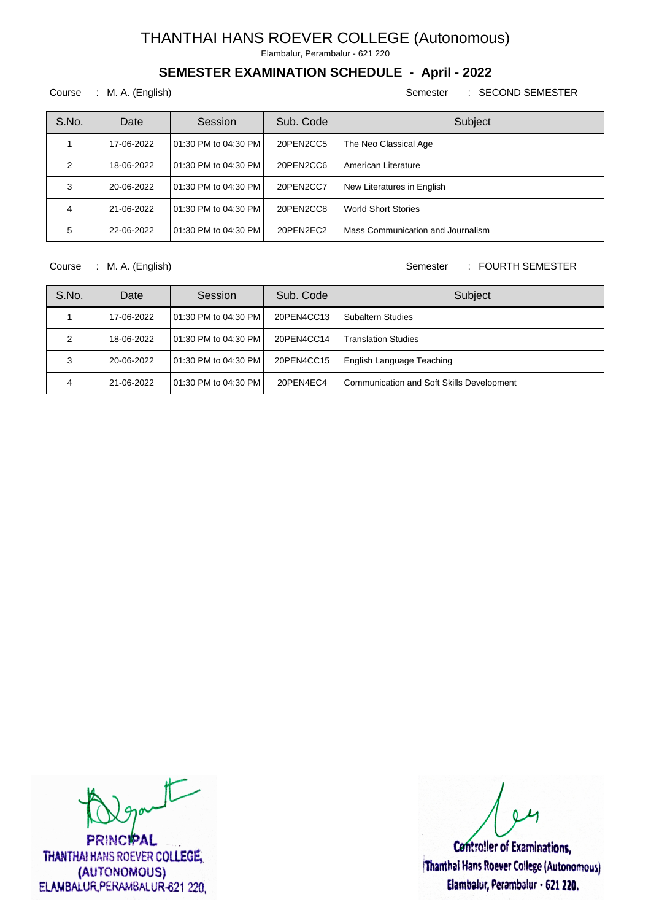# THANTHAI HANS ROEVER COLLEGE (Autonomous)

Elambalur, Perambalur - 621 220

## SEMESTER EXAMINATION SCHEDULE - April - 2022

Course : M. A. (English) Semester : SECOND SEMESTER

| S.No. | Date | Session | Sub. Code | Subject |
|---|---|---|---|---|
| 1 | 17-06-2022 | 01:30 PM to 04:30 PM | 20PEN2CC5 | The Neo Classical Age |
| 2 | 18-06-2022 | 01:30 PM to 04:30 PM | 20PEN2CC6 | American Literature |
| 3 | 20-06-2022 | 01:30 PM to 04:30 PM | 20PEN2CC7 | New Literatures in English |
| 4 | 21-06-2022 | 01:30 PM to 04:30 PM | 20PEN2CC8 | World Short Stories |
| 5 | 22-06-2022 | 01:30 PM to 04:30 PM | 20PEN2EC2 | Mass Communication and Journalism |

Course : M. A. (English) Semester : FOURTH SEMESTER

| S.No. | Date | Session | Sub. Code | Subject |
|---|---|---|---|---|
| 1 | 17-06-2022 | 01:30 PM to 04:30 PM | 20PEN4CC13 | Subaltern Studies |
| 2 | 18-06-2022 | 01:30 PM to 04:30 PM | 20PEN4CC14 | Translation Studies |
| 3 | 20-06-2022 | 01:30 PM to 04:30 PM | 20PEN4CC15 | English Language Teaching |
| 4 | 21-06-2022 | 01:30 PM to 04:30 PM | 20PEN4EC4 | Communication and Soft Skills Development |

PRINCIPAL
THANTHAI HANS ROEVER COLLEGE,
(AUTONOMOUS)
ELAMBALUR, PERAMBALUR-621 220.

Controller of Examinations,
Thanthai Hans Roever College (Autonomous)
Elambalur, Perambalur - 621 220.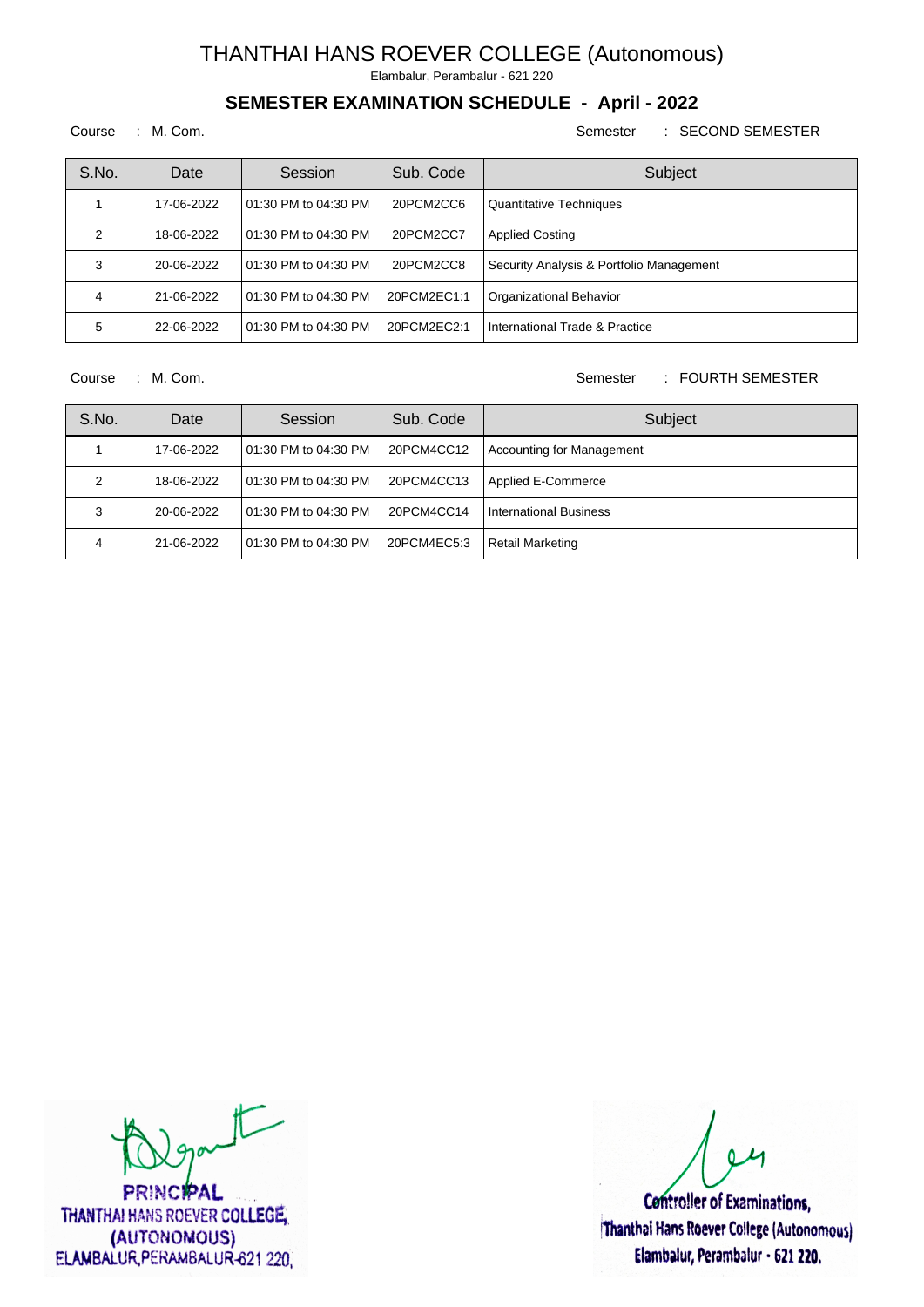# THANTHAI HANS ROEVER COLLEGE (Autonomous)

Elambalur, Perambalur - 621 220

## SEMESTER EXAMINATION SCHEDULE - April - 2022

Course : M. Com. Semester : SECOND SEMESTER

| S.No. | Date | Session | Sub. Code | Subject |
|---|---|---|---|---|
| 1 | 17-06-2022 | 01:30 PM to 04:30 PM | 20PCM2CC6 | Quantitative Techniques |
| 2 | 18-06-2022 | 01:30 PM to 04:30 PM | 20PCM2CC7 | Applied Costing |
| 3 | 20-06-2022 | 01:30 PM to 04:30 PM | 20PCM2CC8 | Security Analysis & Portfolio Management |
| 4 | 21-06-2022 | 01:30 PM to 04:30 PM | 20PCM2EC1:1 | Organizational Behavior |
| 5 | 22-06-2022 | 01:30 PM to 04:30 PM | 20PCM2EC2:1 | International Trade & Practice |

Course : M. Com. Semester : FOURTH SEMESTER

| S.No. | Date | Session | Sub. Code | Subject |
|---|---|---|---|---|
| 1 | 17-06-2022 | 01:30 PM to 04:30 PM | 20PCM4CC12 | Accounting for Management |
| 2 | 18-06-2022 | 01:30 PM to 04:30 PM | 20PCM4CC13 | Applied E-Commerce |
| 3 | 20-06-2022 | 01:30 PM to 04:30 PM | 20PCM4CC14 | International Business |
| 4 | 21-06-2022 | 01:30 PM to 04:30 PM | 20PCM4EC5:3 | Retail Marketing |

PRINCIPAL
THANTHAI HANS ROEVER COLLEGE,
(AUTONOMOUS)
ELAMBALUR, PERAMBALUR-621 220.

Controller of Examinations,
Thanthai Hans Roever College (Autonomous)
Elambalur, Perambalur - 621 220.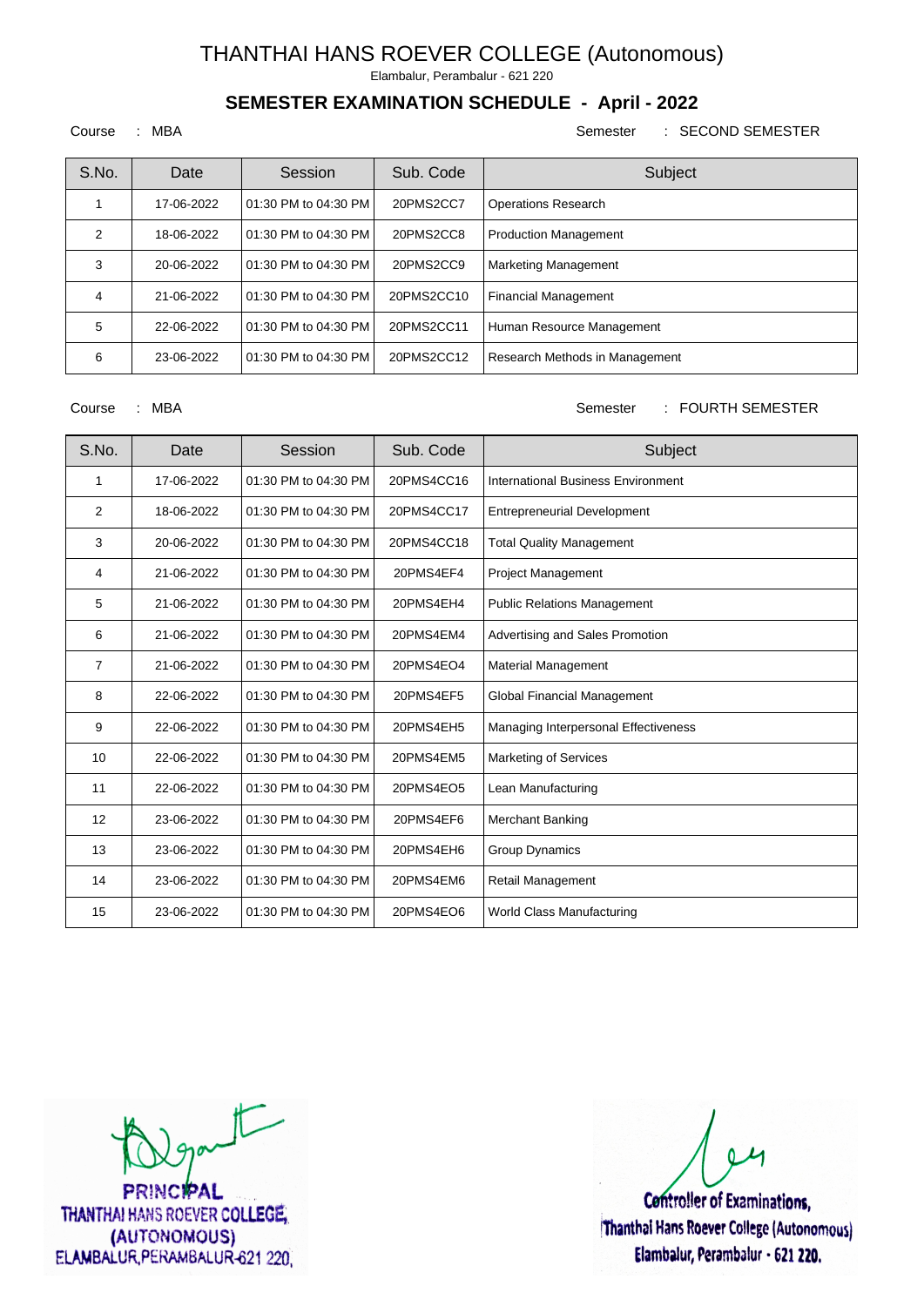# THANTHAI HANS ROEVER COLLEGE (Autonomous)

Elambalur, Perambalur - 621 220

## SEMESTER EXAMINATION SCHEDULE - April - 2022

Course : MBA　　　　Semester : SECOND SEMESTER

| S.No. | Date | Session | Sub. Code | Subject |
|---|---|---|---|---|
| 1 | 17-06-2022 | 01:30 PM to 04:30 PM | 20PMS2CC7 | Operations Research |
| 2 | 18-06-2022 | 01:30 PM to 04:30 PM | 20PMS2CC8 | Production Management |
| 3 | 20-06-2022 | 01:30 PM to 04:30 PM | 20PMS2CC9 | Marketing Management |
| 4 | 21-06-2022 | 01:30 PM to 04:30 PM | 20PMS2CC10 | Financial Management |
| 5 | 22-06-2022 | 01:30 PM to 04:30 PM | 20PMS2CC11 | Human Resource Management |
| 6 | 23-06-2022 | 01:30 PM to 04:30 PM | 20PMS2CC12 | Research Methods in Management |

Course : MBA　　　　Semester : FOURTH SEMESTER

| S.No. | Date | Session | Sub. Code | Subject |
|---|---|---|---|---|
| 1 | 17-06-2022 | 01:30 PM to 04:30 PM | 20PMS4CC16 | International Business Environment |
| 2 | 18-06-2022 | 01:30 PM to 04:30 PM | 20PMS4CC17 | Entrepreneurial Development |
| 3 | 20-06-2022 | 01:30 PM to 04:30 PM | 20PMS4CC18 | Total Quality Management |
| 4 | 21-06-2022 | 01:30 PM to 04:30 PM | 20PMS4EF4 | Project Management |
| 5 | 21-06-2022 | 01:30 PM to 04:30 PM | 20PMS4EH4 | Public Relations Management |
| 6 | 21-06-2022 | 01:30 PM to 04:30 PM | 20PMS4EM4 | Advertising and Sales Promotion |
| 7 | 21-06-2022 | 01:30 PM to 04:30 PM | 20PMS4EO4 | Material Management |
| 8 | 22-06-2022 | 01:30 PM to 04:30 PM | 20PMS4EF5 | Global Financial Management |
| 9 | 22-06-2022 | 01:30 PM to 04:30 PM | 20PMS4EH5 | Managing Interpersonal Effectiveness |
| 10 | 22-06-2022 | 01:30 PM to 04:30 PM | 20PMS4EM5 | Marketing of Services |
| 11 | 22-06-2022 | 01:30 PM to 04:30 PM | 20PMS4EO5 | Lean Manufacturing |
| 12 | 23-06-2022 | 01:30 PM to 04:30 PM | 20PMS4EF6 | Merchant Banking |
| 13 | 23-06-2022 | 01:30 PM to 04:30 PM | 20PMS4EH6 | Group Dynamics |
| 14 | 23-06-2022 | 01:30 PM to 04:30 PM | 20PMS4EM6 | Retail Management |
| 15 | 23-06-2022 | 01:30 PM to 04:30 PM | 20PMS4EO6 | World Class Manufacturing |

PRINCIPAL
THANTHAI HANS ROEVER COLLEGE,
(AUTONOMOUS)
ELAMBALUR, PERAMBALUR-621 220.

Controller of Examinations,
Thanthai Hans Roever College (Autonomous)
Elambalur, Perambalur - 621 220.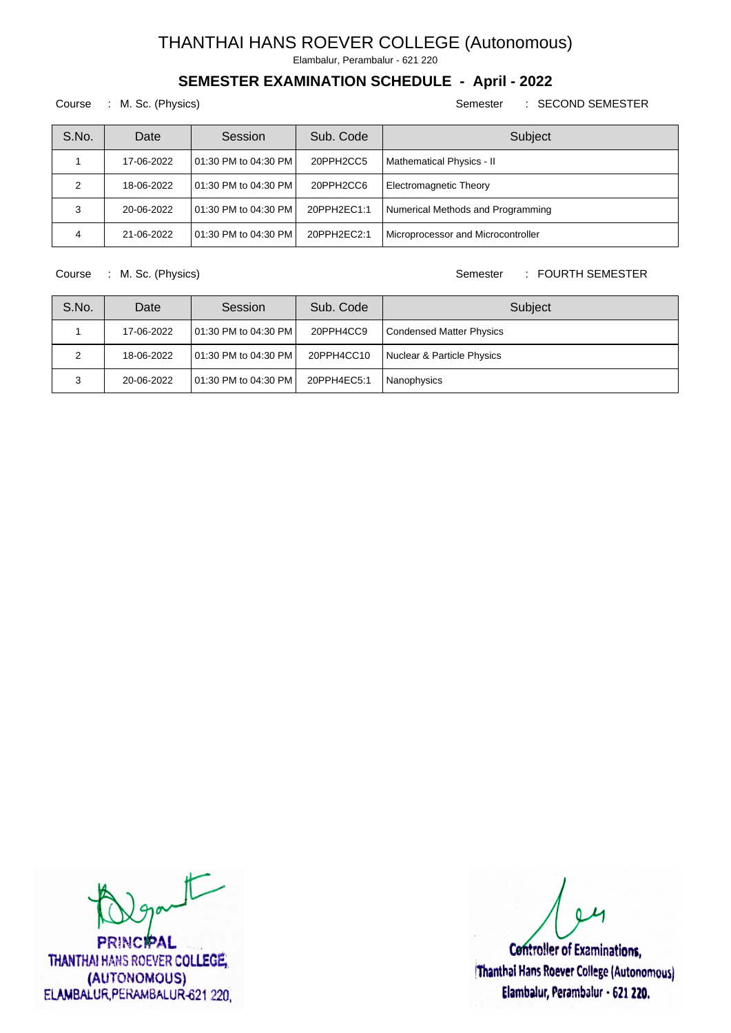# THANTHAI HANS ROEVER COLLEGE (Autonomous)

Elambalur, Perambalur - 621 220

## SEMESTER EXAMINATION SCHEDULE - April - 2022

Course : M. Sc. (Physics) Semester : SECOND SEMESTER

| S.No. | Date | Session | Sub. Code | Subject |
|---|---|---|---|---|
| 1 | 17-06-2022 | 01:30 PM to 04:30 PM | 20PPH2CC5 | Mathematical Physics - II |
| 2 | 18-06-2022 | 01:30 PM to 04:30 PM | 20PPH2CC6 | Electromagnetic Theory |
| 3 | 20-06-2022 | 01:30 PM to 04:30 PM | 20PPH2EC1:1 | Numerical Methods and Programming |
| 4 | 21-06-2022 | 01:30 PM to 04:30 PM | 20PPH2EC2:1 | Microprocessor and Microcontroller |

Course : M. Sc. (Physics) Semester : FOURTH SEMESTER

| S.No. | Date | Session | Sub. Code | Subject |
|---|---|---|---|---|
| 1 | 17-06-2022 | 01:30 PM to 04:30 PM | 20PPH4CC9 | Condensed Matter Physics |
| 2 | 18-06-2022 | 01:30 PM to 04:30 PM | 20PPH4CC10 | Nuclear & Particle Physics |
| 3 | 20-06-2022 | 01:30 PM to 04:30 PM | 20PPH4EC5:1 | Nanophysics |

PRINCIPAL
THANTHAI HANS ROEVER COLLEGE,
(AUTONOMOUS)
ELAMBALUR, PERAMBALUR-621 220.

Controller of Examinations,
Thanthai Hans Roever College (Autonomous)
Elambalur, Perambalur - 621 220.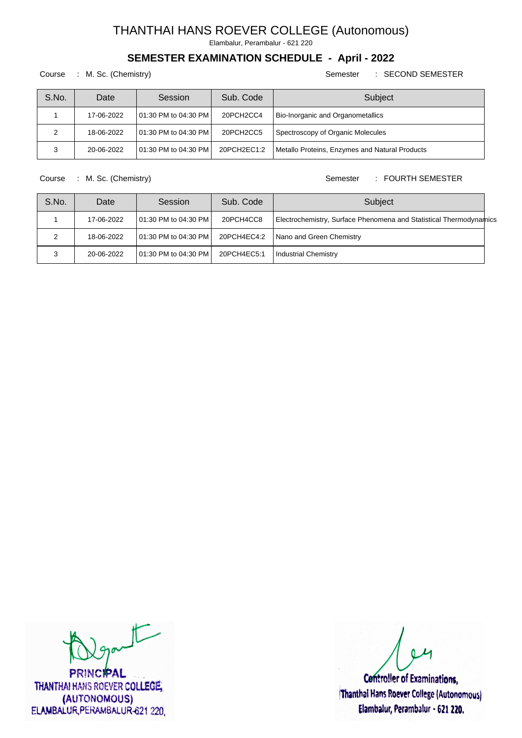# THANTHAI HANS ROEVER COLLEGE (Autonomous)

Elambalur, Perambalur - 621 220

## SEMESTER EXAMINATION SCHEDULE - April - 2022

Course : M. Sc. (Chemistry) Semester : SECOND SEMESTER

| S.No. | Date | Session | Sub. Code | Subject |
|---|---|---|---|---|
| 1 | 17-06-2022 | 01:30 PM to 04:30 PM | 20PCH2CC4 | Bio-Inorganic and Organometallics |
| 2 | 18-06-2022 | 01:30 PM to 04:30 PM | 20PCH2CC5 | Spectroscopy of Organic Molecules |
| 3 | 20-06-2022 | 01:30 PM to 04:30 PM | 20PCH2EC1:2 | Metallo Proteins, Enzymes and Natural Products |

Course : M. Sc. (Chemistry) Semester : FOURTH SEMESTER

| S.No. | Date | Session | Sub. Code | Subject |
|---|---|---|---|---|
| 1 | 17-06-2022 | 01:30 PM to 04:30 PM | 20PCH4CC8 | Electrochemistry, Surface Phenomena and Statistical Thermodynamics |
| 2 | 18-06-2022 | 01:30 PM to 04:30 PM | 20PCH4EC4:2 | Nano and Green Chemistry |
| 3 | 20-06-2022 | 01:30 PM to 04:30 PM | 20PCH4EC5:1 | Industrial Chemistry |

PRINCIPAL
THANTHAI HANS ROEVER COLLEGE,
(AUTONOMOUS)
ELAMBALUR, PERAMBALUR-621 220.

Controller of Examinations,
Thanthai Hans Roever College (Autonomous)
Elambalur, Perambalur - 621 220.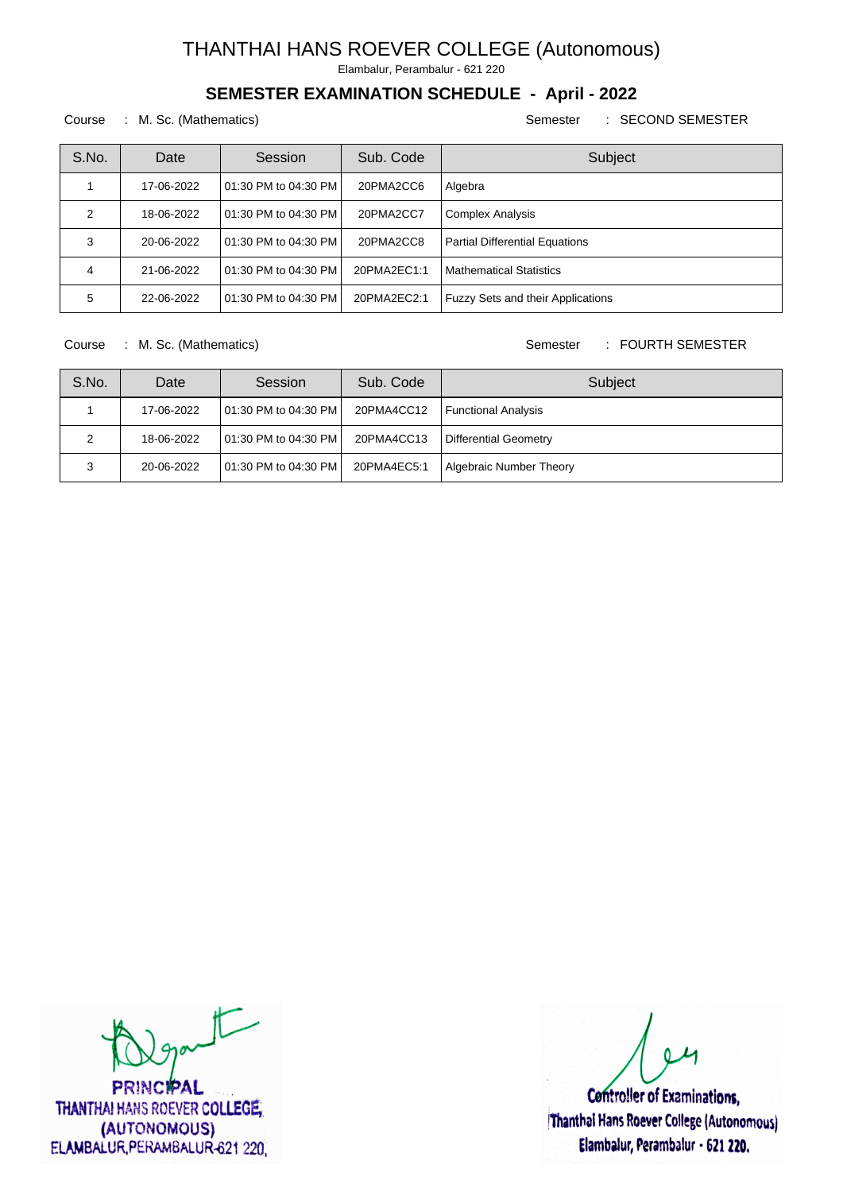# THANTHAI HANS ROEVER COLLEGE (Autonomous)

Elambalur, Perambalur - 621 220

## SEMESTER EXAMINATION SCHEDULE - April - 2022

Course : M. Sc. (Mathematics) Semester : SECOND SEMESTER

| S.No. | Date | Session | Sub. Code | Subject |
|---|---|---|---|---|
| 1 | 17-06-2022 | 01:30 PM to 04:30 PM | 20PMA2CC6 | Algebra |
| 2 | 18-06-2022 | 01:30 PM to 04:30 PM | 20PMA2CC7 | Complex Analysis |
| 3 | 20-06-2022 | 01:30 PM to 04:30 PM | 20PMA2CC8 | Partial Differential Equations |
| 4 | 21-06-2022 | 01:30 PM to 04:30 PM | 20PMA2EC1:1 | Mathematical Statistics |
| 5 | 22-06-2022 | 01:30 PM to 04:30 PM | 20PMA2EC2:1 | Fuzzy Sets and their Applications |

Course : M. Sc. (Mathematics) Semester : FOURTH SEMESTER

| S.No. | Date | Session | Sub. Code | Subject |
|---|---|---|---|---|
| 1 | 17-06-2022 | 01:30 PM to 04:30 PM | 20PMA4CC12 | Functional Analysis |
| 2 | 18-06-2022 | 01:30 PM to 04:30 PM | 20PMA4CC13 | Differential Geometry |
| 3 | 20-06-2022 | 01:30 PM to 04:30 PM | 20PMA4EC5:1 | Algebraic Number Theory |

PRINCIPAL
THANTHAI HANS ROEVER COLLEGE,
(AUTONOMOUS)
ELAMBALUR, PERAMBALUR-621 220.

Controller of Examinations,
Thanthai Hans Roever College (Autonomous)
Elambalur, Perambalur - 621 220.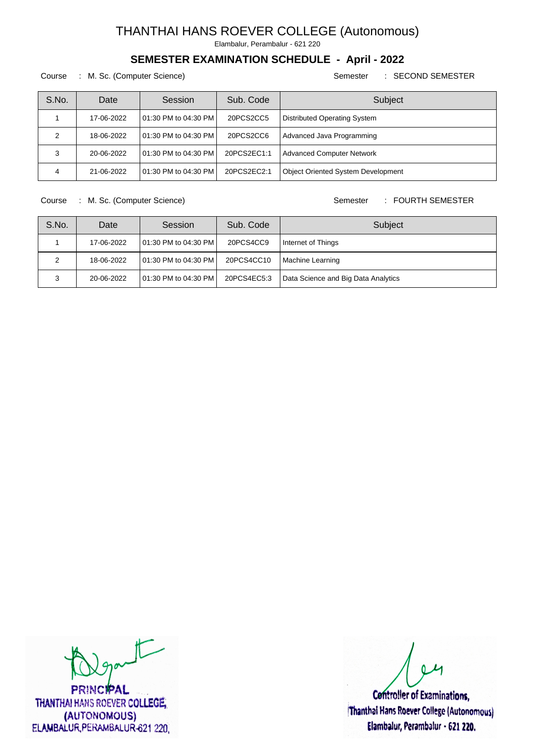# THANTHAI HANS ROEVER COLLEGE (Autonomous)

Elambalur, Perambalur - 621 220

## SEMESTER EXAMINATION SCHEDULE - April - 2022

Course : M. Sc. (Computer Science) Semester : SECOND SEMESTER

| S.No. | Date | Session | Sub. Code | Subject |
|---|---|---|---|---|
| 1 | 17-06-2022 | 01:30 PM to 04:30 PM | 20PCS2CC5 | Distributed Operating System |
| 2 | 18-06-2022 | 01:30 PM to 04:30 PM | 20PCS2CC6 | Advanced Java Programming |
| 3 | 20-06-2022 | 01:30 PM to 04:30 PM | 20PCS2EC1:1 | Advanced Computer Network |
| 4 | 21-06-2022 | 01:30 PM to 04:30 PM | 20PCS2EC2:1 | Object Oriented System Development |

Course : M. Sc. (Computer Science) Semester : FOURTH SEMESTER

| S.No. | Date | Session | Sub. Code | Subject |
|---|---|---|---|---|
| 1 | 17-06-2022 | 01:30 PM to 04:30 PM | 20PCS4CC9 | Internet of Things |
| 2 | 18-06-2022 | 01:30 PM to 04:30 PM | 20PCS4CC10 | Machine Learning |
| 3 | 20-06-2022 | 01:30 PM to 04:30 PM | 20PCS4EC5:3 | Data Science and Big Data Analytics |

PRINCIPAL
THANTHAI HANS ROEVER COLLEGE,
(AUTONOMOUS)
ELAMBALUR, PERAMBALUR-621 220.

Controller of Examinations,
Thanthai Hans Roever College (Autonomous)
Elambalur, Perambalur - 621 220.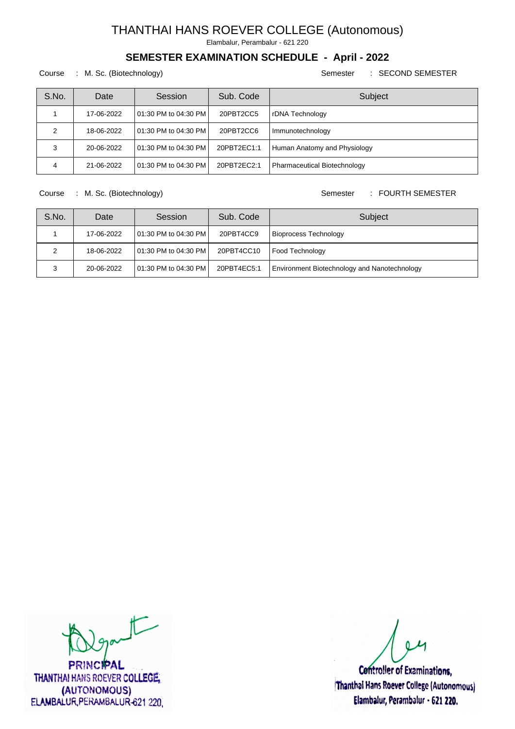# THANTHAI HANS ROEVER COLLEGE (Autonomous)

Elambalur, Perambalur - 621 220

## SEMESTER EXAMINATION SCHEDULE - April - 2022

Course : M. Sc. (Biotechnology) Semester : SECOND SEMESTER

| S.No. | Date | Session | Sub. Code | Subject |
|---|---|---|---|---|
| 1 | 17-06-2022 | 01:30 PM to 04:30 PM | 20PBT2CC5 | rDNA Technology |
| 2 | 18-06-2022 | 01:30 PM to 04:30 PM | 20PBT2CC6 | Immunotechnology |
| 3 | 20-06-2022 | 01:30 PM to 04:30 PM | 20PBT2EC1:1 | Human Anatomy and Physiology |
| 4 | 21-06-2022 | 01:30 PM to 04:30 PM | 20PBT2EC2:1 | Pharmaceutical Biotechnology |

Course : M. Sc. (Biotechnology) Semester : FOURTH SEMESTER

| S.No. | Date | Session | Sub. Code | Subject |
|---|---|---|---|---|
| 1 | 17-06-2022 | 01:30 PM to 04:30 PM | 20PBT4CC9 | Bioprocess Technology |
| 2 | 18-06-2022 | 01:30 PM to 04:30 PM | 20PBT4CC10 | Food Technology |
| 3 | 20-06-2022 | 01:30 PM to 04:30 PM | 20PBT4EC5:1 | Environment Biotechnology and Nanotechnology |

PRINCIPAL
THANTHAI HANS ROEVER COLLEGE,
(AUTONOMOUS)
ELAMBALUR, PERAMBALUR-621 220.

Controller of Examinations,
Thanthai Hans Roever College (Autonomous)
Elambalur, Perambalur - 621 220.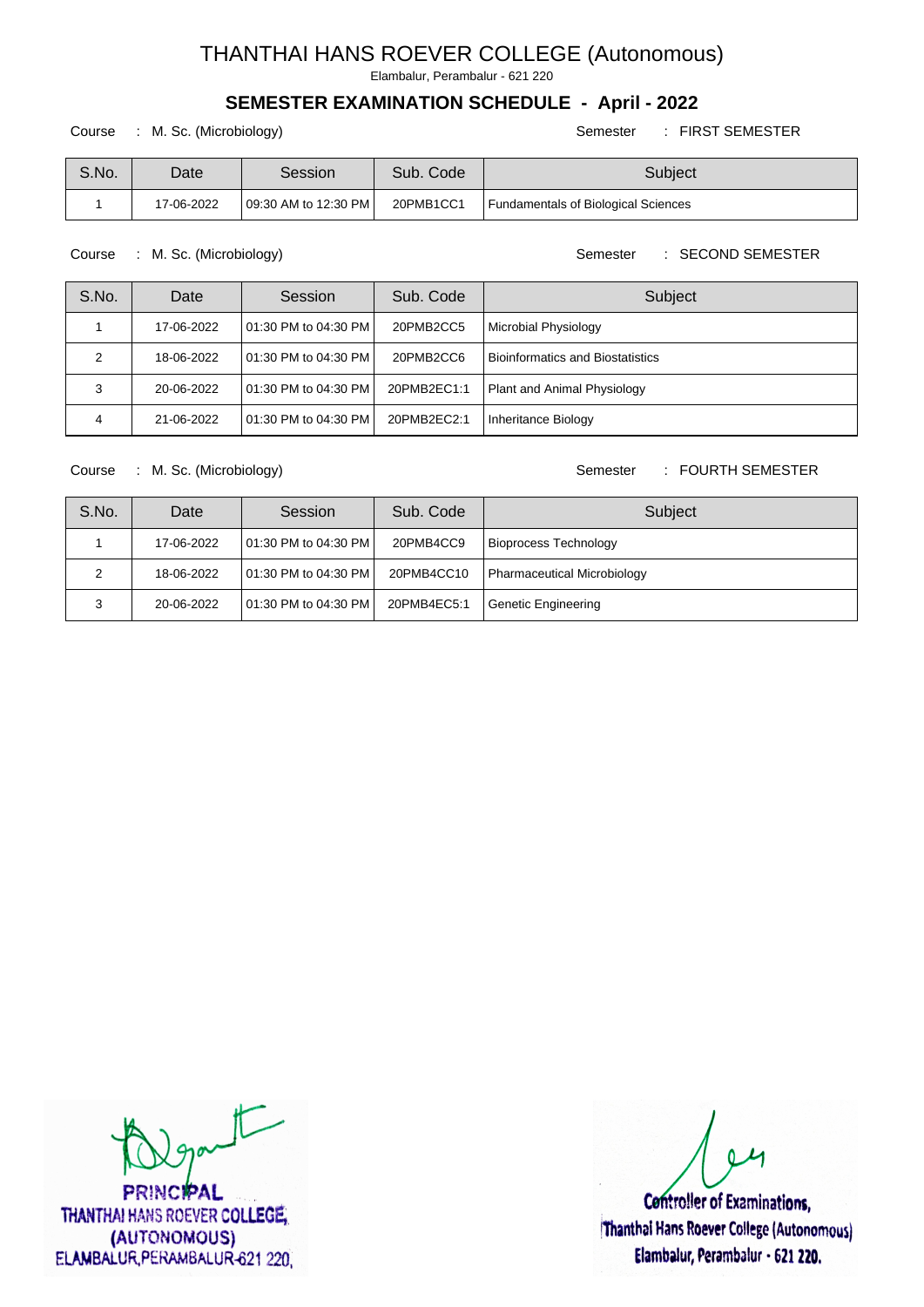# THANTHAI HANS ROEVER COLLEGE (Autonomous)

Elambalur, Perambalur - 621 220

## SEMESTER EXAMINATION SCHEDULE - April - 2022

Course : M. Sc. (Microbiology) Semester : FIRST SEMESTER

| S.No. | Date | Session | Sub. Code | Subject |
|---|---|---|---|---|
| 1 | 17-06-2022 | 09:30 AM to 12:30 PM | 20PMB1CC1 | Fundamentals of Biological Sciences |

Course : M. Sc. (Microbiology) Semester : SECOND SEMESTER

| S.No. | Date | Session | Sub. Code | Subject |
|---|---|---|---|---|
| 1 | 17-06-2022 | 01:30 PM to 04:30 PM | 20PMB2CC5 | Microbial Physiology |
| 2 | 18-06-2022 | 01:30 PM to 04:30 PM | 20PMB2CC6 | Bioinformatics and Biostatistics |
| 3 | 20-06-2022 | 01:30 PM to 04:30 PM | 20PMB2EC1:1 | Plant and Animal Physiology |
| 4 | 21-06-2022 | 01:30 PM to 04:30 PM | 20PMB2EC2:1 | Inheritance Biology |

Course : M. Sc. (Microbiology) Semester : FOURTH SEMESTER

| S.No. | Date | Session | Sub. Code | Subject |
|---|---|---|---|---|
| 1 | 17-06-2022 | 01:30 PM to 04:30 PM | 20PMB4CC9 | Bioprocess Technology |
| 2 | 18-06-2022 | 01:30 PM to 04:30 PM | 20PMB4CC10 | Pharmaceutical Microbiology |
| 3 | 20-06-2022 | 01:30 PM to 04:30 PM | 20PMB4EC5:1 | Genetic Engineering |

PRINCIPAL
THANTHAI HANS ROEVER COLLEGE,
(AUTONOMOUS)
ELAMBALUR, PERAMBALUR-621 220.

Controller of Examinations,
Thanthai Hans Roever College (Autonomous)
Elambalur, Perambalur - 621 220.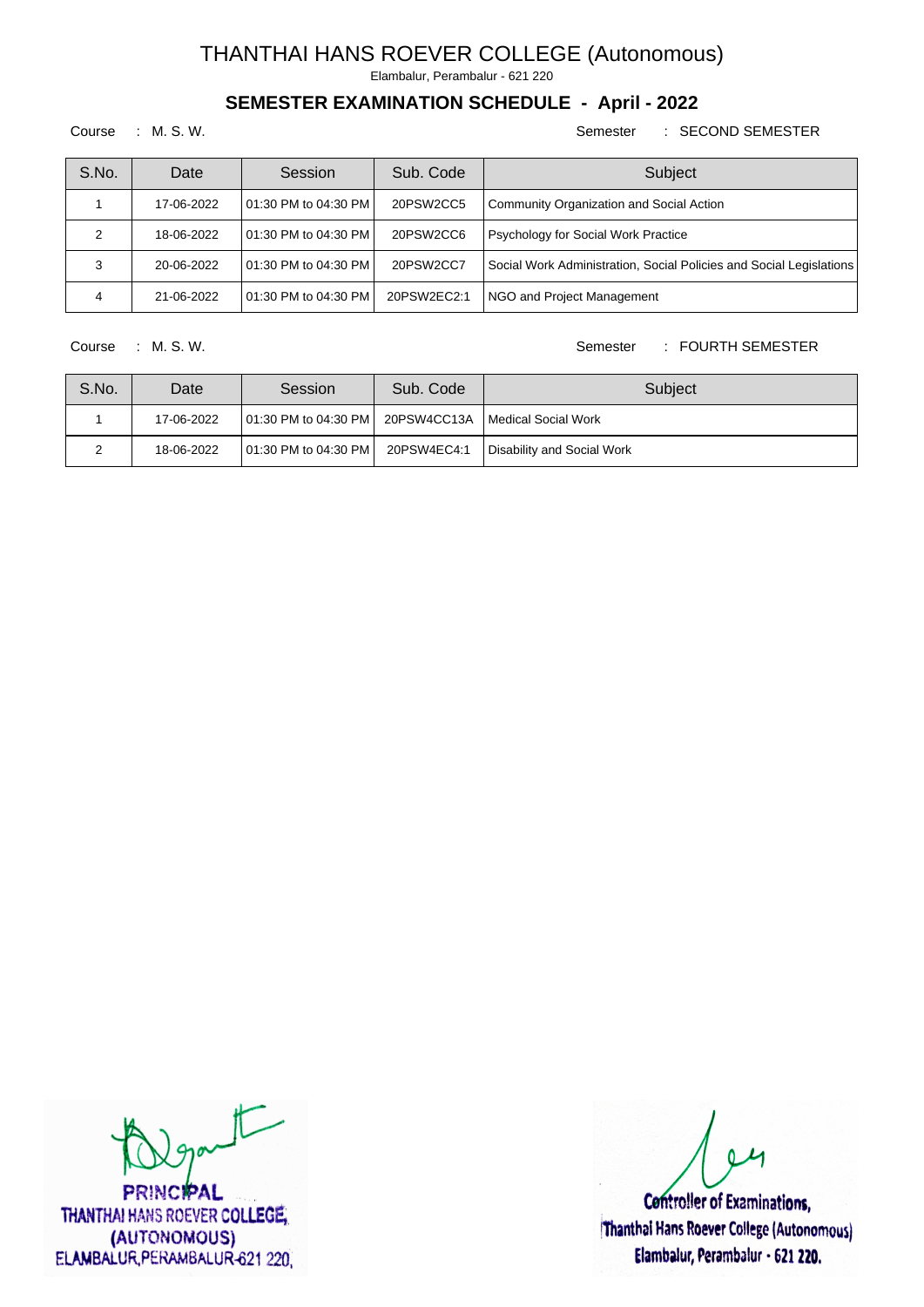# THANTHAI HANS ROEVER COLLEGE (Autonomous)

Elambalur, Perambalur - 621 220

## SEMESTER EXAMINATION SCHEDULE - April - 2022

Course : M. S. W.  Semester : SECOND SEMESTER

| S.No. | Date | Session | Sub. Code | Subject |
|---|---|---|---|---|
| 1 | 17-06-2022 | 01:30 PM to 04:30 PM | 20PSW2CC5 | Community Organization and Social Action |
| 2 | 18-06-2022 | 01:30 PM to 04:30 PM | 20PSW2CC6 | Psychology for Social Work Practice |
| 3 | 20-06-2022 | 01:30 PM to 04:30 PM | 20PSW2CC7 | Social Work Administration, Social Policies and Social Legislations |
| 4 | 21-06-2022 | 01:30 PM to 04:30 PM | 20PSW2EC2:1 | NGO and Project Management |

Course : M. S. W.  Semester : FOURTH SEMESTER

| S.No. | Date | Session | Sub. Code | Subject |
|---|---|---|---|---|
| 1 | 17-06-2022 | 01:30 PM to 04:30 PM | 20PSW4CC13A | Medical Social Work |
| 2 | 18-06-2022 | 01:30 PM to 04:30 PM | 20PSW4EC4:1 | Disability and Social Work |

PRINCIPAL
THANTHAI HANS ROEVER COLLEGE,
(AUTONOMOUS)
ELAMBALUR, PERAMBALUR-621 220.

Controller of Examinations,
Thanthai Hans Roever College (Autonomous)
Elambalur, Perambalur - 621 220.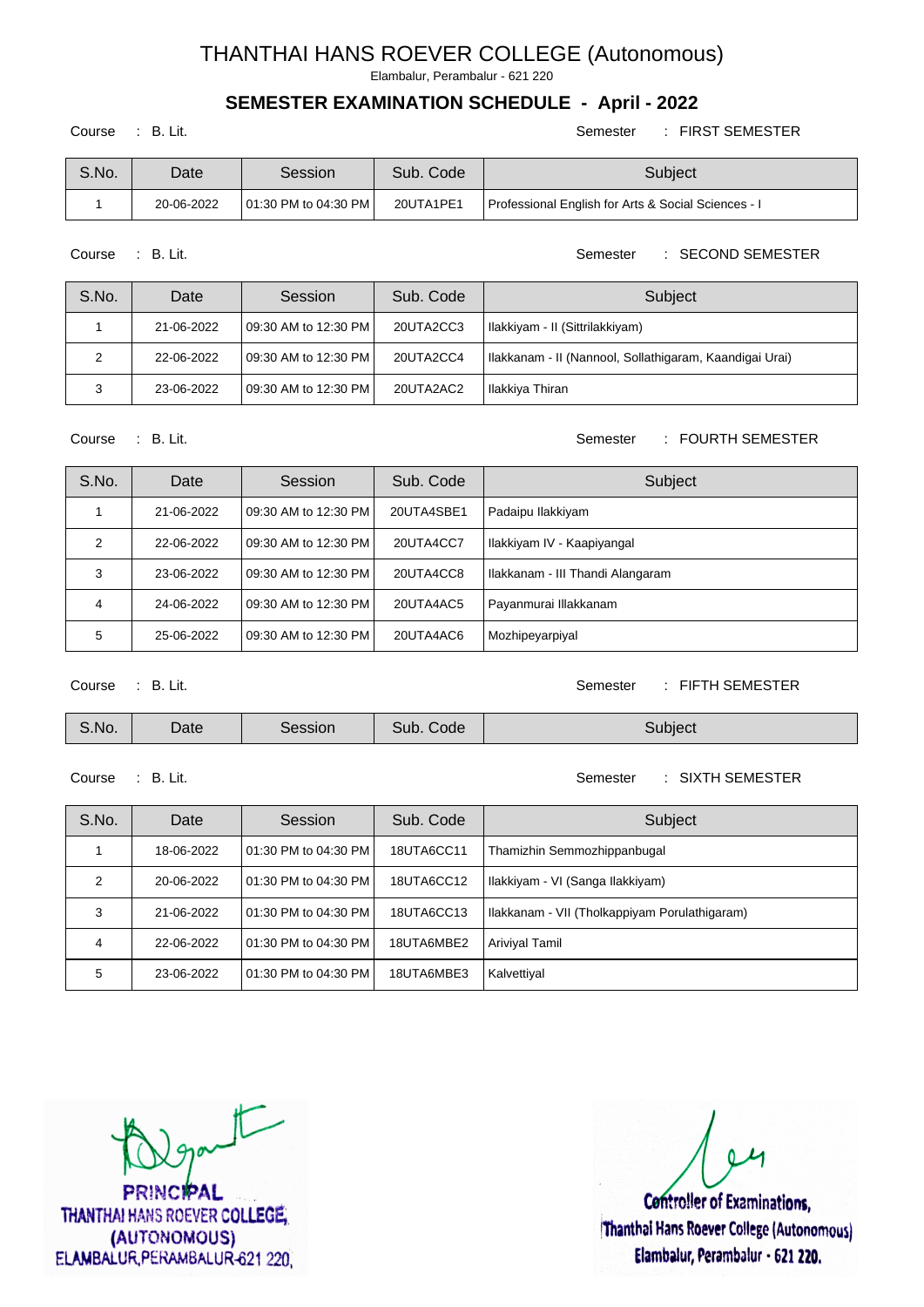# THANTHAI HANS ROEVER COLLEGE (Autonomous)

Elambalur, Perambalur - 621 220

## SEMESTER EXAMINATION SCHEDULE - April - 2022

Course : B. Lit. Semester : FIRST SEMESTER

| S.No. | Date | Session | Sub. Code | Subject |
|---|---|---|---|---|
| 1 | 20-06-2022 | 01:30 PM to 04:30 PM | 20UTA1PE1 | Professional English for Arts & Social Sciences - I |

Course : B. Lit. Semester : SECOND SEMESTER

| S.No. | Date | Session | Sub. Code | Subject |
|---|---|---|---|---|
| 1 | 21-06-2022 | 09:30 AM to 12:30 PM | 20UTA2CC3 | Ilakkiyam - II (Sittrilakkiyam) |
| 2 | 22-06-2022 | 09:30 AM to 12:30 PM | 20UTA2CC4 | Ilakkanam - II (Nannool, Sollathigaram, Kaandigai Urai) |
| 3 | 23-06-2022 | 09:30 AM to 12:30 PM | 20UTA2AC2 | Ilakkiya Thiran |

Course : B. Lit. Semester : FOURTH SEMESTER

| S.No. | Date | Session | Sub. Code | Subject |
|---|---|---|---|---|
| 1 | 21-06-2022 | 09:30 AM to 12:30 PM | 20UTA4SBE1 | Padaipu Ilakkiyam |
| 2 | 22-06-2022 | 09:30 AM to 12:30 PM | 20UTA4CC7 | Ilakkiyam IV - Kaapiyangal |
| 3 | 23-06-2022 | 09:30 AM to 12:30 PM | 20UTA4CC8 | Ilakkanam - III Thandi Alangaram |
| 4 | 24-06-2022 | 09:30 AM to 12:30 PM | 20UTA4AC5 | Payanmurai Illakkanam |
| 5 | 25-06-2022 | 09:30 AM to 12:30 PM | 20UTA4AC6 | Mozhipeyarpiyal |

Course : B. Lit. Semester : FIFTH SEMESTER

| S.No. | Date | Session | Sub. Code | Subject |
|---|---|---|---|---|

Course : B. Lit. Semester : SIXTH SEMESTER

| S.No. | Date | Session | Sub. Code | Subject |
|---|---|---|---|---|
| 1 | 18-06-2022 | 01:30 PM to 04:30 PM | 18UTA6CC11 | Thamizhin Semmozhippanbugal |
| 2 | 20-06-2022 | 01:30 PM to 04:30 PM | 18UTA6CC12 | Ilakkiyam - VI (Sanga Ilakkiyam) |
| 3 | 21-06-2022 | 01:30 PM to 04:30 PM | 18UTA6CC13 | Ilakkanam - VII (Tholkappiyam Porulathigaram) |
| 4 | 22-06-2022 | 01:30 PM to 04:30 PM | 18UTA6MBE2 | Ariviyal Tamil |
| 5 | 23-06-2022 | 01:30 PM to 04:30 PM | 18UTA6MBE3 | Kalvettiyal |

PRINCIPAL
THANTHAI HANS ROEVER COLLEGE,
(AUTONOMOUS)
ELAMBALUR, PERAMBALUR-621 220.

Controller of Examinations,
Thanthai Hans Roever College (Autonomous)
Elambalur, Perambalur - 621 220.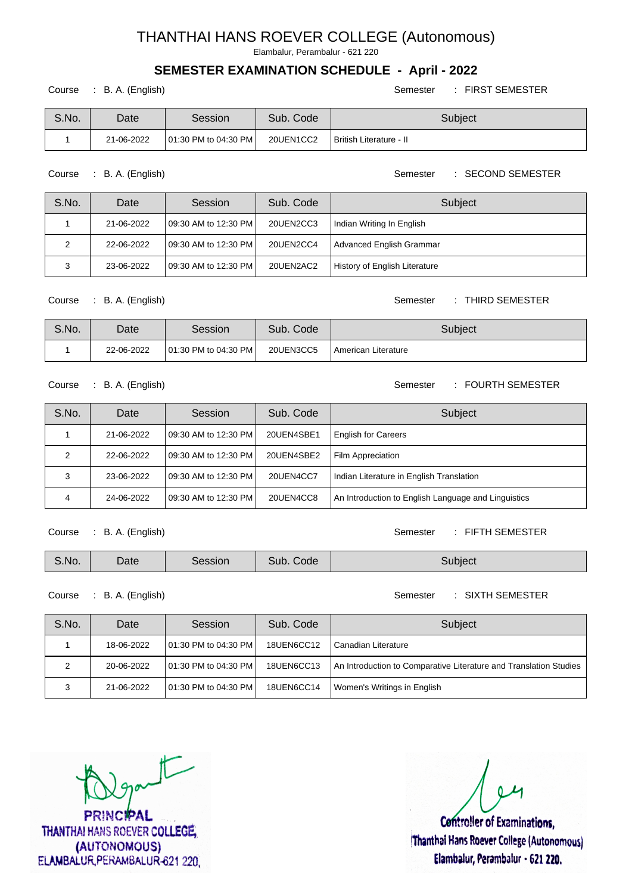# THANTHAI HANS ROEVER COLLEGE (Autonomous)

Elambalur, Perambalur - 621 220

## SEMESTER EXAMINATION SCHEDULE - April - 2022

Course : B. A. (English) Semester : FIRST SEMESTER

| S.No. | Date | Session | Sub. Code | Subject |
|---|---|---|---|---|
| 1 | 21-06-2022 | 01:30 PM to 04:30 PM | 20UEN1CC2 | British Literature - II |

Course : B. A. (English) Semester : SECOND SEMESTER

| S.No. | Date | Session | Sub. Code | Subject |
|---|---|---|---|---|
| 1 | 21-06-2022 | 09:30 AM to 12:30 PM | 20UEN2CC3 | Indian Writing In English |
| 2 | 22-06-2022 | 09:30 AM to 12:30 PM | 20UEN2CC4 | Advanced English Grammar |
| 3 | 23-06-2022 | 09:30 AM to 12:30 PM | 20UEN2AC2 | History of English Literature |

Course : B. A. (English) Semester : THIRD SEMESTER

| S.No. | Date | Session | Sub. Code | Subject |
|---|---|---|---|---|
| 1 | 22-06-2022 | 01:30 PM to 04:30 PM | 20UEN3CC5 | American Literature |

Course : B. A. (English) Semester : FOURTH SEMESTER

| S.No. | Date | Session | Sub. Code | Subject |
|---|---|---|---|---|
| 1 | 21-06-2022 | 09:30 AM to 12:30 PM | 20UEN4SBE1 | English for Careers |
| 2 | 22-06-2022 | 09:30 AM to 12:30 PM | 20UEN4SBE2 | Film Appreciation |
| 3 | 23-06-2022 | 09:30 AM to 12:30 PM | 20UEN4CC7 | Indian Literature in English Translation |
| 4 | 24-06-2022 | 09:30 AM to 12:30 PM | 20UEN4CC8 | An Introduction to English Language and Linguistics |

Course : B. A. (English) Semester : FIFTH SEMESTER

| S.No. | Date | Session | Sub. Code | Subject |
|---|---|---|---|---|

Course : B. A. (English) Semester : SIXTH SEMESTER

| S.No. | Date | Session | Sub. Code | Subject |
|---|---|---|---|---|
| 1 | 18-06-2022 | 01:30 PM to 04:30 PM | 18UEN6CC12 | Canadian Literature |
| 2 | 20-06-2022 | 01:30 PM to 04:30 PM | 18UEN6CC13 | An Introduction to Comparative Literature and Translation Studies |
| 3 | 21-06-2022 | 01:30 PM to 04:30 PM | 18UEN6CC14 | Women's Writings in English |

PRINCIPAL
THANTHAI HANS ROEVER COLLEGE,
(AUTONOMOUS)
ELAMBALUR, PERAMBALUR-621 220.

Controller of Examinations,
Thanthai Hans Roever College (Autonomous)
Elambalur, Perambalur - 621 220.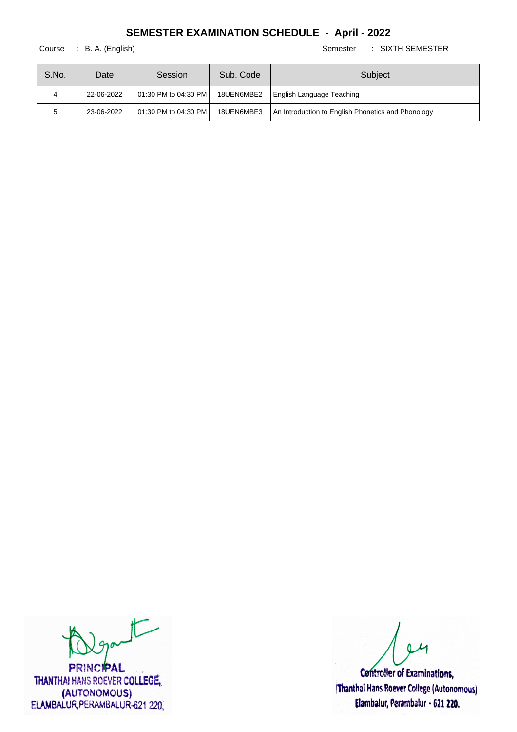# SEMESTER EXAMINATION SCHEDULE - April - 2022

Course : B. A. (English) Semester : SIXTH SEMESTER

| S.No. | Date | Session | Sub. Code | Subject |
|---|---|---|---|---|
| 4 | 22-06-2022 | 01:30 PM to 04:30 PM | 18UEN6MBE2 | English Language Teaching |
| 5 | 23-06-2022 | 01:30 PM to 04:30 PM | 18UEN6MBE3 | An Introduction to English Phonetics and Phonology |

PRINCIPAL
THANTHAI HANS ROEVER COLLEGE,
(AUTONOMOUS)
ELAMBALUR, PERAMBALUR-621 220.

Controller of Examinations,
Thanthai Hans Roever College (Autonomous)
Elambalur, Perambalur - 621 220.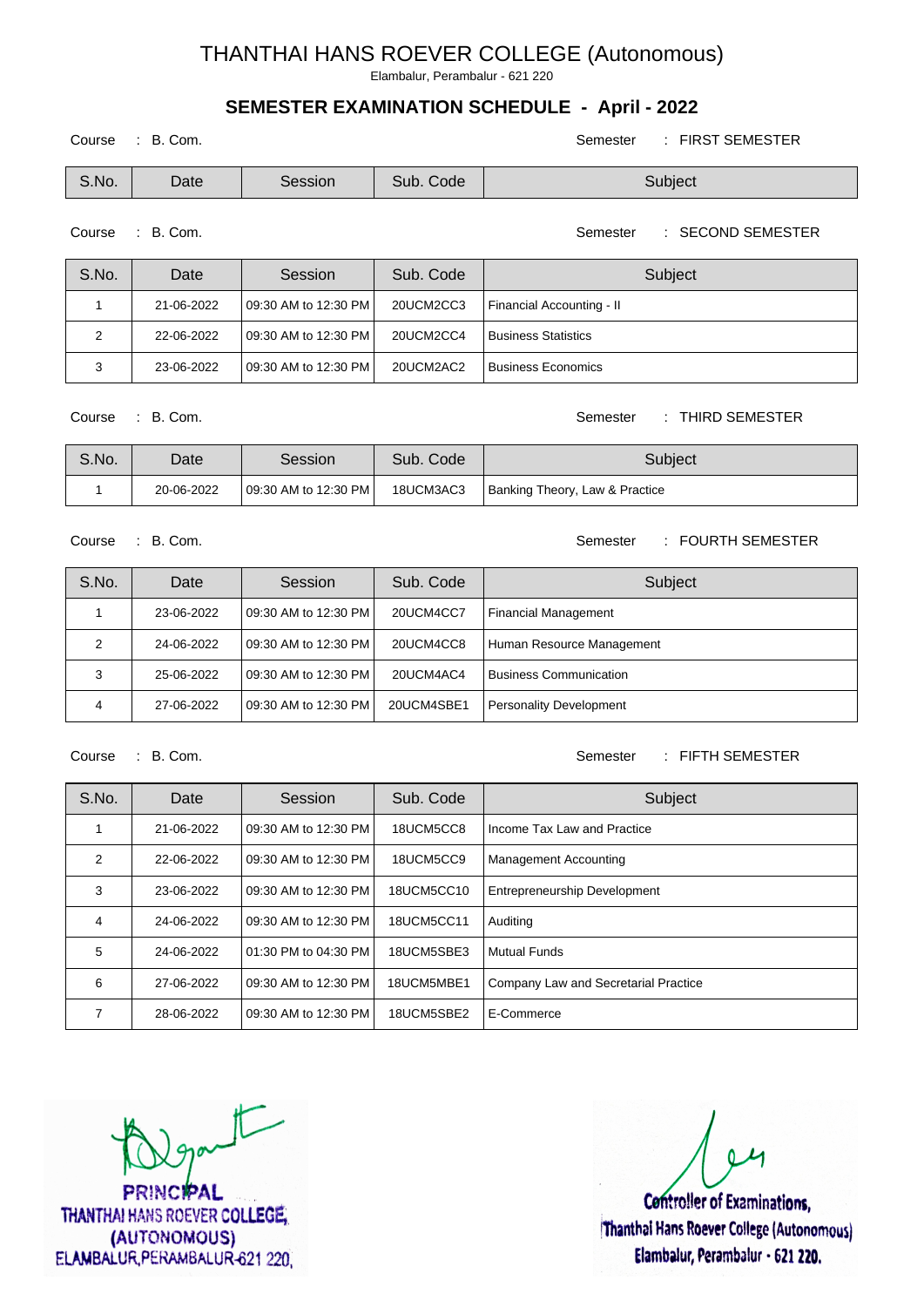# THANTHAI HANS ROEVER COLLEGE (Autonomous)

Elambalur, Perambalur - 621 220

## SEMESTER EXAMINATION SCHEDULE - April - 2022

Course : B. Com. Semester : FIRST SEMESTER

| S.No. | Date | Session | Sub. Code | Subject |
|---|---|---|---|---|

Course : B. Com. Semester : SECOND SEMESTER

| S.No. | Date | Session | Sub. Code | Subject |
|---|---|---|---|---|
| 1 | 21-06-2022 | 09:30 AM to 12:30 PM | 20UCM2CC3 | Financial Accounting - II |
| 2 | 22-06-2022 | 09:30 AM to 12:30 PM | 20UCM2CC4 | Business Statistics |
| 3 | 23-06-2022 | 09:30 AM to 12:30 PM | 20UCM2AC2 | Business Economics |

Course : B. Com. Semester : THIRD SEMESTER

| S.No. | Date | Session | Sub. Code | Subject |
|---|---|---|---|---|
| 1 | 20-06-2022 | 09:30 AM to 12:30 PM | 18UCM3AC3 | Banking Theory, Law & Practice |

Course : B. Com. Semester : FOURTH SEMESTER

| S.No. | Date | Session | Sub. Code | Subject |
|---|---|---|---|---|
| 1 | 23-06-2022 | 09:30 AM to 12:30 PM | 20UCM4CC7 | Financial Management |
| 2 | 24-06-2022 | 09:30 AM to 12:30 PM | 20UCM4CC8 | Human Resource Management |
| 3 | 25-06-2022 | 09:30 AM to 12:30 PM | 20UCM4AC4 | Business Communication |
| 4 | 27-06-2022 | 09:30 AM to 12:30 PM | 20UCM4SBE1 | Personality Development |

Course : B. Com. Semester : FIFTH SEMESTER

| S.No. | Date | Session | Sub. Code | Subject |
|---|---|---|---|---|
| 1 | 21-06-2022 | 09:30 AM to 12:30 PM | 18UCM5CC8 | Income Tax Law and Practice |
| 2 | 22-06-2022 | 09:30 AM to 12:30 PM | 18UCM5CC9 | Management Accounting |
| 3 | 23-06-2022 | 09:30 AM to 12:30 PM | 18UCM5CC10 | Entrepreneurship Development |
| 4 | 24-06-2022 | 09:30 AM to 12:30 PM | 18UCM5CC11 | Auditing |
| 5 | 24-06-2022 | 01:30 PM to 04:30 PM | 18UCM5SBE3 | Mutual Funds |
| 6 | 27-06-2022 | 09:30 AM to 12:30 PM | 18UCM5MBE1 | Company Law and Secretarial Practice |
| 7 | 28-06-2022 | 09:30 AM to 12:30 PM | 18UCM5SBE2 | E-Commerce |

PRINCIPAL
THANTHAI HANS ROEVER COLLEGE,
(AUTONOMOUS)
ELAMBALUR, PERAMBALUR-621 220.

Controller of Examinations,
Thanthai Hans Roever College (Autonomous)
Elambalur, Perambalur - 621 220.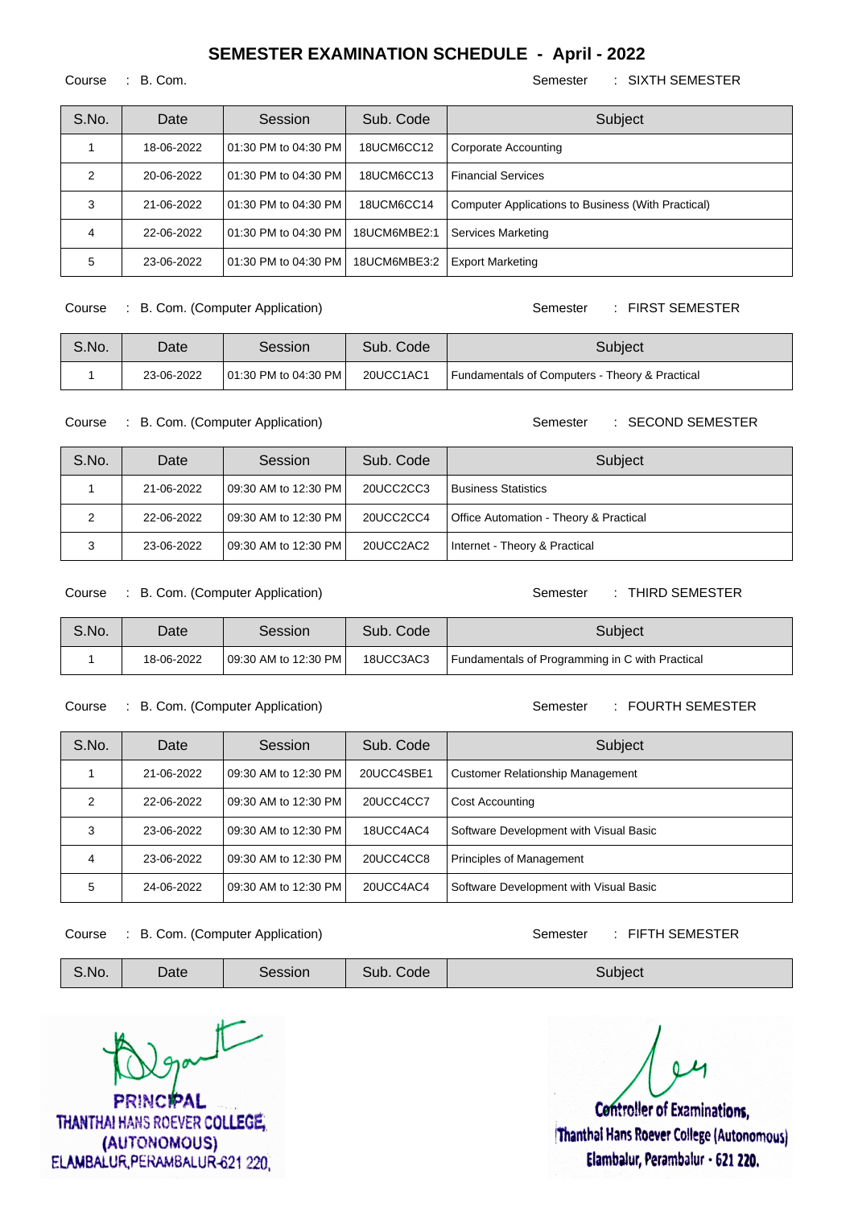# SEMESTER EXAMINATION SCHEDULE - April - 2022

Course : B. Com. Semester : SIXTH SEMESTER

| S.No. | Date | Session | Sub. Code | Subject |
|---|---|---|---|---|
| 1 | 18-06-2022 | 01:30 PM to 04:30 PM | 18UCM6CC12 | Corporate Accounting |
| 2 | 20-06-2022 | 01:30 PM to 04:30 PM | 18UCM6CC13 | Financial Services |
| 3 | 21-06-2022 | 01:30 PM to 04:30 PM | 18UCM6CC14 | Computer Applications to Business (With Practical) |
| 4 | 22-06-2022 | 01:30 PM to 04:30 PM | 18UCM6MBE2:1 | Services Marketing |
| 5 | 23-06-2022 | 01:30 PM to 04:30 PM | 18UCM6MBE3:2 | Export Marketing |

Course : B. Com. (Computer Application) Semester : FIRST SEMESTER

| S.No. | Date | Session | Sub. Code | Subject |
|---|---|---|---|---|
| 1 | 23-06-2022 | 01:30 PM to 04:30 PM | 20UCC1AC1 | Fundamentals of Computers - Theory & Practical |

Course : B. Com. (Computer Application) Semester : SECOND SEMESTER

| S.No. | Date | Session | Sub. Code | Subject |
|---|---|---|---|---|
| 1 | 21-06-2022 | 09:30 AM to 12:30 PM | 20UCC2CC3 | Business Statistics |
| 2 | 22-06-2022 | 09:30 AM to 12:30 PM | 20UCC2CC4 | Office Automation - Theory & Practical |
| 3 | 23-06-2022 | 09:30 AM to 12:30 PM | 20UCC2AC2 | Internet - Theory & Practical |

Course : B. Com. (Computer Application) Semester : THIRD SEMESTER

| S.No. | Date | Session | Sub. Code | Subject |
|---|---|---|---|---|
| 1 | 18-06-2022 | 09:30 AM to 12:30 PM | 18UCC3AC3 | Fundamentals of Programming in C with Practical |

Course : B. Com. (Computer Application) Semester : FOURTH SEMESTER

| S.No. | Date | Session | Sub. Code | Subject |
|---|---|---|---|---|
| 1 | 21-06-2022 | 09:30 AM to 12:30 PM | 20UCC4SBE1 | Customer Relationship Management |
| 2 | 22-06-2022 | 09:30 AM to 12:30 PM | 20UCC4CC7 | Cost Accounting |
| 3 | 23-06-2022 | 09:30 AM to 12:30 PM | 18UCC4AC4 | Software Development with Visual Basic |
| 4 | 23-06-2022 | 09:30 AM to 12:30 PM | 20UCC4CC8 | Principles of Management |
| 5 | 24-06-2022 | 09:30 AM to 12:30 PM | 20UCC4AC4 | Software Development with Visual Basic |

Course : B. Com. (Computer Application) Semester : FIFTH SEMESTER

| S.No. | Date | Session | Sub. Code | Subject |
|---|---|---|---|---|

PRINCIPAL
THANTHAI HANS ROEVER COLLEGE,
(AUTONOMOUS)
ELAMBALUR, PERAMBALUR-621 220.

Controller of Examinations,
Thanthai Hans Roever College (Autonomous)
Elambalur, Perambalur - 621 220.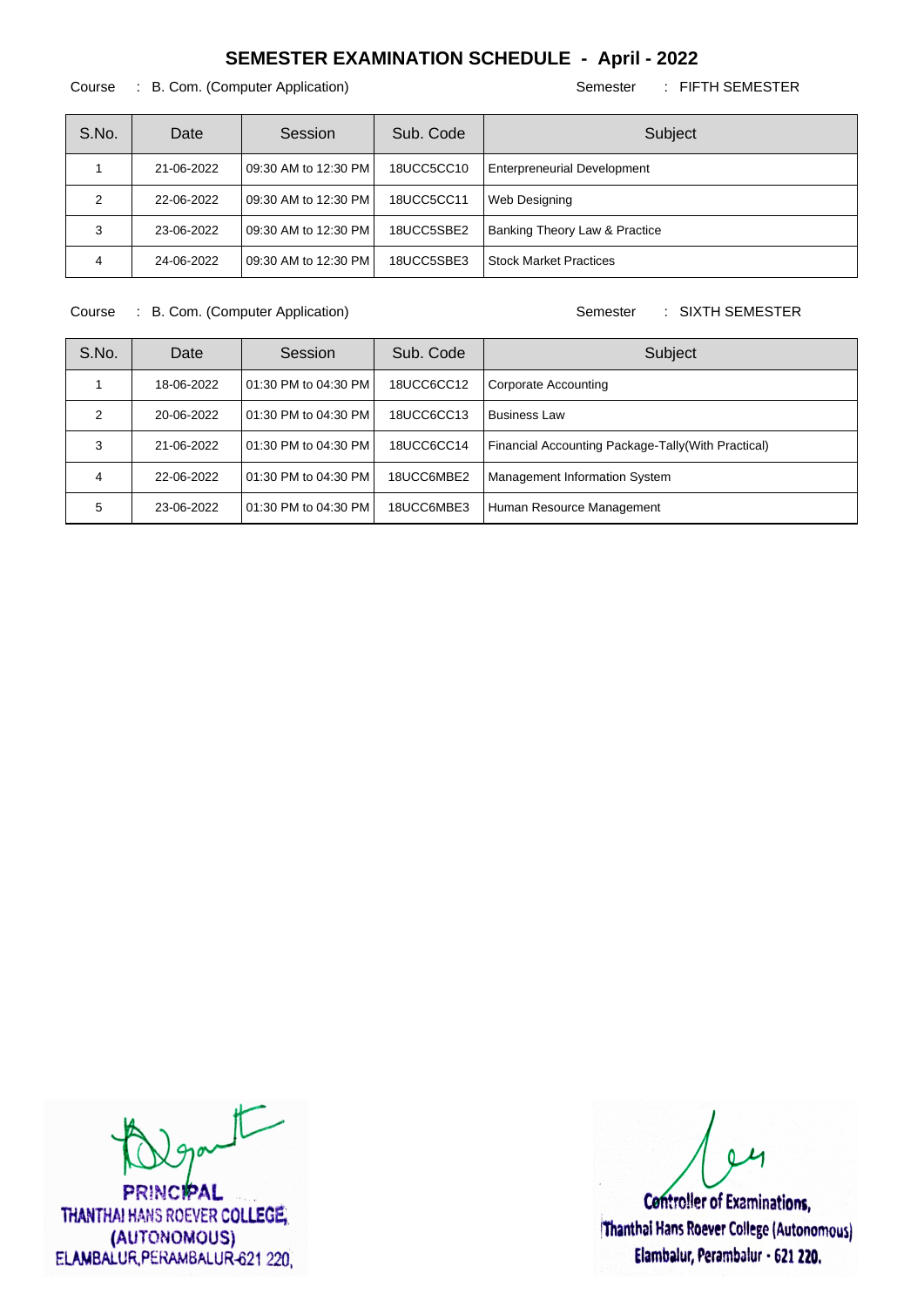# SEMESTER EXAMINATION SCHEDULE - April - 2022

Course : B. Com. (Computer Application) Semester : FIFTH SEMESTER

| S.No. | Date | Session | Sub. Code | Subject |
|---|---|---|---|---|
| 1 | 21-06-2022 | 09:30 AM to 12:30 PM | 18UCC5CC10 | Enterpreneurial Development |
| 2 | 22-06-2022 | 09:30 AM to 12:30 PM | 18UCC5CC11 | Web Designing |
| 3 | 23-06-2022 | 09:30 AM to 12:30 PM | 18UCC5SBE2 | Banking Theory Law & Practice |
| 4 | 24-06-2022 | 09:30 AM to 12:30 PM | 18UCC5SBE3 | Stock Market Practices |

Course : B. Com. (Computer Application) Semester : SIXTH SEMESTER

| S.No. | Date | Session | Sub. Code | Subject |
|---|---|---|---|---|
| 1 | 18-06-2022 | 01:30 PM to 04:30 PM | 18UCC6CC12 | Corporate Accounting |
| 2 | 20-06-2022 | 01:30 PM to 04:30 PM | 18UCC6CC13 | Business Law |
| 3 | 21-06-2022 | 01:30 PM to 04:30 PM | 18UCC6CC14 | Financial Accounting Package-Tally(With Practical) |
| 4 | 22-06-2022 | 01:30 PM to 04:30 PM | 18UCC6MBE2 | Management Information System |
| 5 | 23-06-2022 | 01:30 PM to 04:30 PM | 18UCC6MBE3 | Human Resource Management |

PRINCIPAL
THANTHAI HANS ROEVER COLLEGE,
(AUTONOMOUS)
ELAMBALUR, PERAMBALUR-621 220.

Controller of Examinations,
Thanthai Hans Roever College (Autonomous)
Elambalur, Perambalur - 621 220.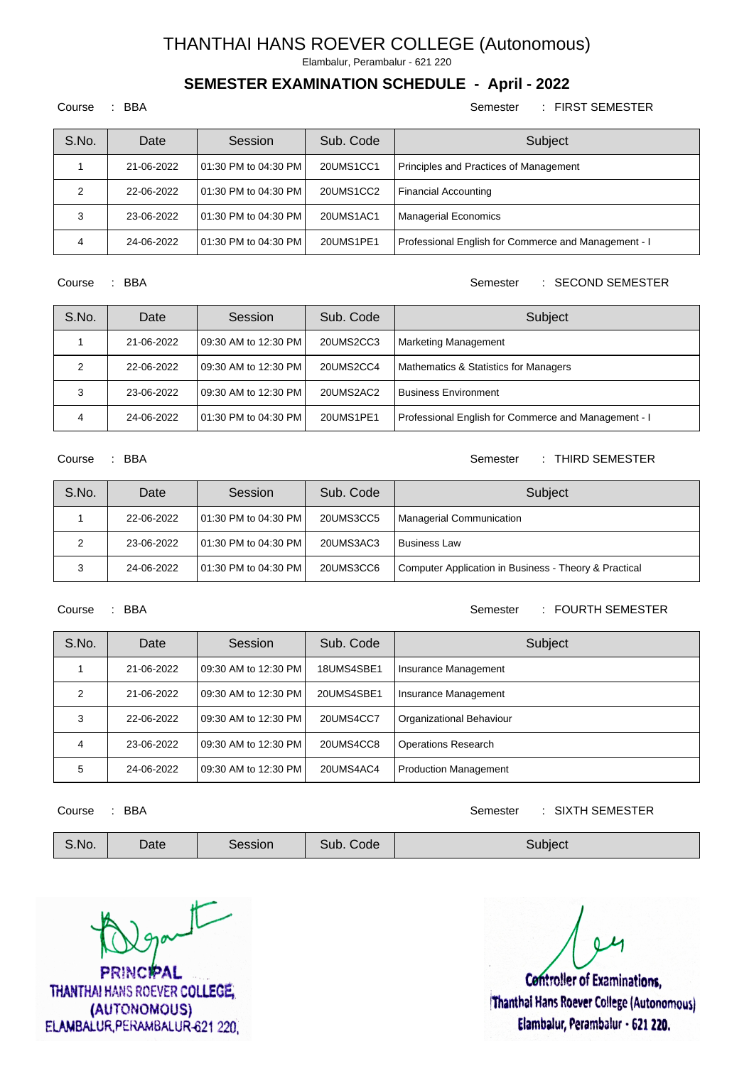# THANTHAI HANS ROEVER COLLEGE (Autonomous)

Elambalur, Perambalur - 621 220

## SEMESTER EXAMINATION SCHEDULE - April - 2022

Course : BBA Semester : FIRST SEMESTER

| S.No. | Date | Session | Sub. Code | Subject |
|---|---|---|---|---|
| 1 | 21-06-2022 | 01:30 PM to 04:30 PM | 20UMS1CC1 | Principles and Practices of Management |
| 2 | 22-06-2022 | 01:30 PM to 04:30 PM | 20UMS1CC2 | Financial Accounting |
| 3 | 23-06-2022 | 01:30 PM to 04:30 PM | 20UMS1AC1 | Managerial Economics |
| 4 | 24-06-2022 | 01:30 PM to 04:30 PM | 20UMS1PE1 | Professional English for Commerce and Management - I |

Course : BBA Semester : SECOND SEMESTER

| S.No. | Date | Session | Sub. Code | Subject |
|---|---|---|---|---|
| 1 | 21-06-2022 | 09:30 AM to 12:30 PM | 20UMS2CC3 | Marketing Management |
| 2 | 22-06-2022 | 09:30 AM to 12:30 PM | 20UMS2CC4 | Mathematics & Statistics for Managers |
| 3 | 23-06-2022 | 09:30 AM to 12:30 PM | 20UMS2AC2 | Business Environment |
| 4 | 24-06-2022 | 01:30 PM to 04:30 PM | 20UMS1PE1 | Professional English for Commerce and Management - I |

Course : BBA Semester : THIRD SEMESTER

| S.No. | Date | Session | Sub. Code | Subject |
|---|---|---|---|---|
| 1 | 22-06-2022 | 01:30 PM to 04:30 PM | 20UMS3CC5 | Managerial Communication |
| 2 | 23-06-2022 | 01:30 PM to 04:30 PM | 20UMS3AC3 | Business Law |
| 3 | 24-06-2022 | 01:30 PM to 04:30 PM | 20UMS3CC6 | Computer Application in Business - Theory & Practical |

Course : BBA Semester : FOURTH SEMESTER

| S.No. | Date | Session | Sub. Code | Subject |
|---|---|---|---|---|
| 1 | 21-06-2022 | 09:30 AM to 12:30 PM | 18UMS4SBE1 | Insurance Management |
| 2 | 21-06-2022 | 09:30 AM to 12:30 PM | 20UMS4SBE1 | Insurance Management |
| 3 | 22-06-2022 | 09:30 AM to 12:30 PM | 20UMS4CC7 | Organizational Behaviour |
| 4 | 23-06-2022 | 09:30 AM to 12:30 PM | 20UMS4CC8 | Operations Research |
| 5 | 24-06-2022 | 09:30 AM to 12:30 PM | 20UMS4AC4 | Production Management |

Course : BBA Semester : SIXTH SEMESTER

| S.No. | Date | Session | Sub. Code | Subject |
|---|---|---|---|---|

PRINCIPAL
THANTHAI HANS ROEVER COLLEGE,
(AUTONOMOUS)
ELAMBALUR, PERAMBALUR-621 220.

Controller of Examinations,
Thanthai Hans Roever College (Autonomous)
Elambalur, Perambalur - 621 220.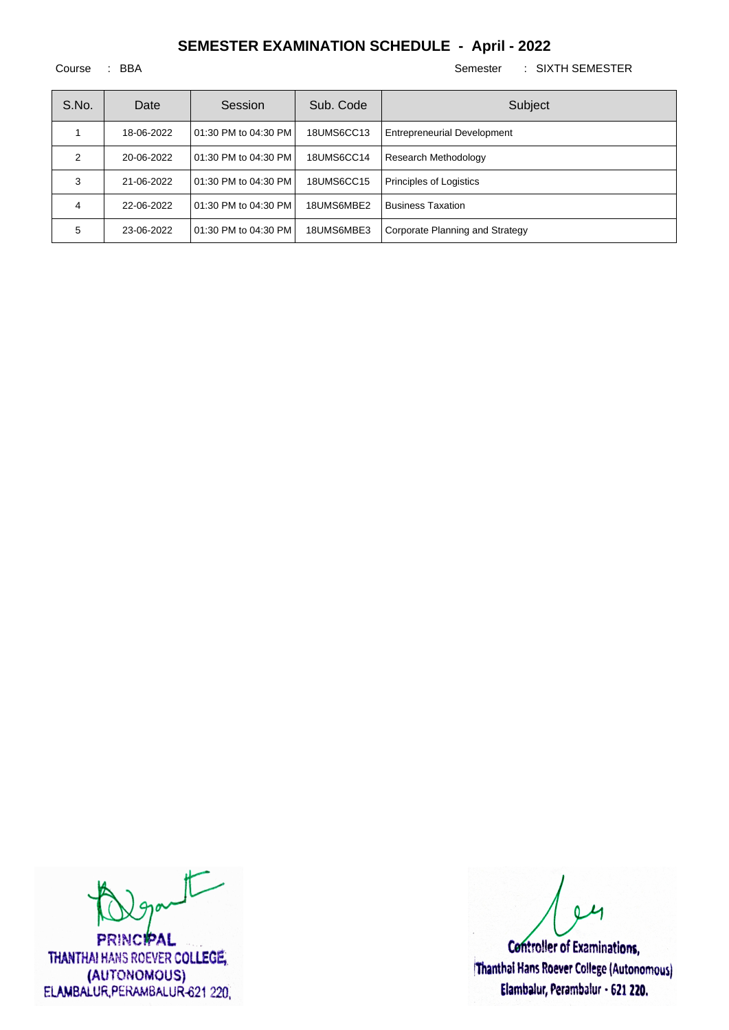# SEMESTER EXAMINATION SCHEDULE - April - 2022

Course : BBA

Semester : SIXTH SEMESTER

| S.No. | Date | Session | Sub. Code | Subject |
|---|---|---|---|---|
| 1 | 18-06-2022 | 01:30 PM to 04:30 PM | 18UMS6CC13 | Entrepreneurial Development |
| 2 | 20-06-2022 | 01:30 PM to 04:30 PM | 18UMS6CC14 | Research Methodology |
| 3 | 21-06-2022 | 01:30 PM to 04:30 PM | 18UMS6CC15 | Principles of Logistics |
| 4 | 22-06-2022 | 01:30 PM to 04:30 PM | 18UMS6MBE2 | Business Taxation |
| 5 | 23-06-2022 | 01:30 PM to 04:30 PM | 18UMS6MBE3 | Corporate Planning and Strategy |

PRINCIPAL
THANTHAI HANS ROEVER COLLEGE,
(AUTONOMOUS)
ELAMBALUR, PERAMBALUR-621 220.

Controller of Examinations,
Thanthai Hans Roever College (Autonomous)
Elambalur, Perambalur - 621 220.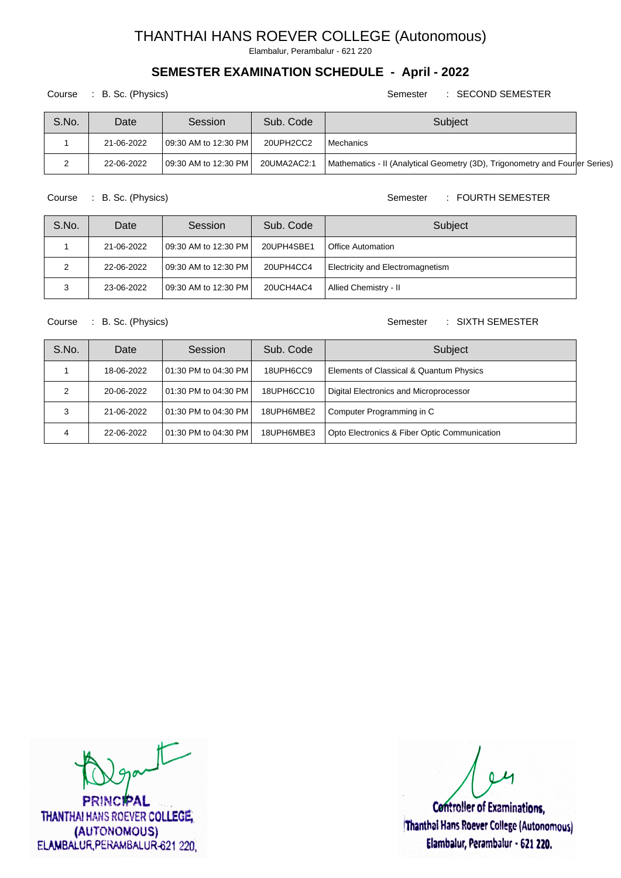# THANTHAI HANS ROEVER COLLEGE (Autonomous)

Elambalur, Perambalur - 621 220

## SEMESTER EXAMINATION SCHEDULE - April - 2022

Course : B. Sc. (Physics) Semester : SECOND SEMESTER

| S.No. | Date | Session | Sub. Code | Subject |
|---|---|---|---|---|
| 1 | 21-06-2022 | 09:30 AM to 12:30 PM | 20UPH2CC2 | Mechanics |
| 2 | 22-06-2022 | 09:30 AM to 12:30 PM | 20UMA2AC2:1 | Mathematics - II (Analytical Geometry (3D), Trigonometry and Fourier Series) |

Course : B. Sc. (Physics) Semester : FOURTH SEMESTER

| S.No. | Date | Session | Sub. Code | Subject |
|---|---|---|---|---|
| 1 | 21-06-2022 | 09:30 AM to 12:30 PM | 20UPH4SBE1 | Office Automation |
| 2 | 22-06-2022 | 09:30 AM to 12:30 PM | 20UPH4CC4 | Electricity and Electromagnetism |
| 3 | 23-06-2022 | 09:30 AM to 12:30 PM | 20UCH4AC4 | Allied Chemistry - II |

Course : B. Sc. (Physics) Semester : SIXTH SEMESTER

| S.No. | Date | Session | Sub. Code | Subject |
|---|---|---|---|---|
| 1 | 18-06-2022 | 01:30 PM to 04:30 PM | 18UPH6CC9 | Elements of Classical & Quantum Physics |
| 2 | 20-06-2022 | 01:30 PM to 04:30 PM | 18UPH6CC10 | Digital Electronics and Microprocessor |
| 3 | 21-06-2022 | 01:30 PM to 04:30 PM | 18UPH6MBE2 | Computer Programming in C |
| 4 | 22-06-2022 | 01:30 PM to 04:30 PM | 18UPH6MBE3 | Opto Electronics & Fiber Optic Communication |

PRINCIPAL
THANTHAI HANS ROEVER COLLEGE,
(AUTONOMOUS)
ELAMBALUR, PERAMBALUR-621 220.

Controller of Examinations,
Thanthai Hans Roever College (Autonomous)
Elambalur, Perambalur - 621 220.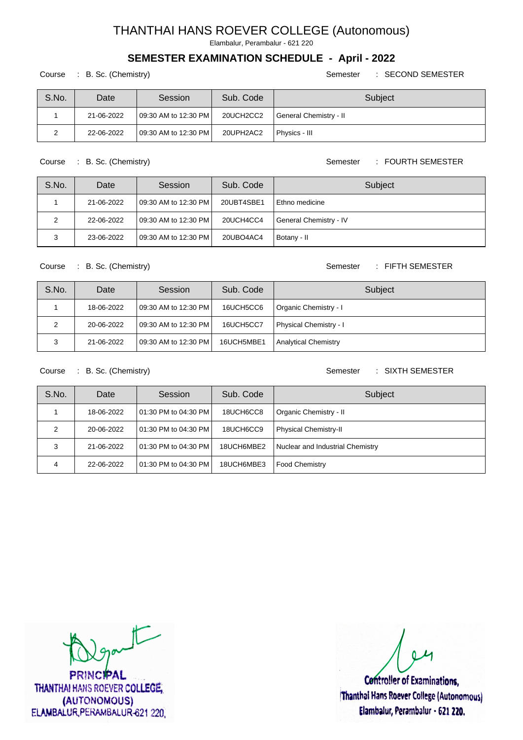# THANTHAI HANS ROEVER COLLEGE (Autonomous)

Elambalur, Perambalur - 621 220

## SEMESTER EXAMINATION SCHEDULE - April - 2022

Course : B. Sc. (Chemistry) Semester : SECOND SEMESTER

| S.No. | Date | Session | Sub. Code | Subject |
|---|---|---|---|---|
| 1 | 21-06-2022 | 09:30 AM to 12:30 PM | 20UCH2CC2 | General Chemistry - II |
| 2 | 22-06-2022 | 09:30 AM to 12:30 PM | 20UPH2AC2 | Physics - III |

Course : B. Sc. (Chemistry) Semester : FOURTH SEMESTER

| S.No. | Date | Session | Sub. Code | Subject |
|---|---|---|---|---|
| 1 | 21-06-2022 | 09:30 AM to 12:30 PM | 20UBT4SBE1 | Ethno medicine |
| 2 | 22-06-2022 | 09:30 AM to 12:30 PM | 20UCH4CC4 | General Chemistry - IV |
| 3 | 23-06-2022 | 09:30 AM to 12:30 PM | 20UBO4AC4 | Botany - II |

Course : B. Sc. (Chemistry) Semester : FIFTH SEMESTER

| S.No. | Date | Session | Sub. Code | Subject |
|---|---|---|---|---|
| 1 | 18-06-2022 | 09:30 AM to 12:30 PM | 16UCH5CC6 | Organic Chemistry - I |
| 2 | 20-06-2022 | 09:30 AM to 12:30 PM | 16UCH5CC7 | Physical Chemistry - I |
| 3 | 21-06-2022 | 09:30 AM to 12:30 PM | 16UCH5MBE1 | Analytical Chemistry |

Course : B. Sc. (Chemistry) Semester : SIXTH SEMESTER

| S.No. | Date | Session | Sub. Code | Subject |
|---|---|---|---|---|
| 1 | 18-06-2022 | 01:30 PM to 04:30 PM | 18UCH6CC8 | Organic Chemistry - II |
| 2 | 20-06-2022 | 01:30 PM to 04:30 PM | 18UCH6CC9 | Physical Chemistry-II |
| 3 | 21-06-2022 | 01:30 PM to 04:30 PM | 18UCH6MBE2 | Nuclear and Industrial Chemistry |
| 4 | 22-06-2022 | 01:30 PM to 04:30 PM | 18UCH6MBE3 | Food Chemistry |

PRINCIPAL
THANTHAI HANS ROEVER COLLEGE,
(AUTONOMOUS)
ELAMBALUR, PERAMBALUR-621 220.

Controller of Examinations,
Thanthai Hans Roever College (Autonomous)
Elambalur, Perambalur - 621 220.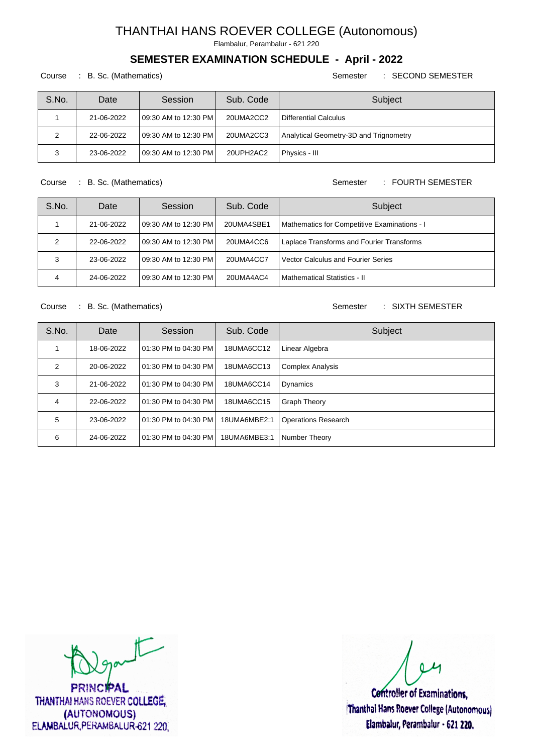# THANTHAI HANS ROEVER COLLEGE (Autonomous)

Elambalur, Perambalur - 621 220

## SEMESTER EXAMINATION SCHEDULE - April - 2022

Course : B. Sc. (Mathematics) Semester : SECOND SEMESTER

| S.No. | Date | Session | Sub. Code | Subject |
|---|---|---|---|---|
| 1 | 21-06-2022 | 09:30 AM to 12:30 PM | 20UMA2CC2 | Differential Calculus |
| 2 | 22-06-2022 | 09:30 AM to 12:30 PM | 20UMA2CC3 | Analytical Geometry-3D and Trignometry |
| 3 | 23-06-2022 | 09:30 AM to 12:30 PM | 20UPH2AC2 | Physics - III |

Course : B. Sc. (Mathematics) Semester : FOURTH SEMESTER

| S.No. | Date | Session | Sub. Code | Subject |
|---|---|---|---|---|
| 1 | 21-06-2022 | 09:30 AM to 12:30 PM | 20UMA4SBE1 | Mathematics for Competitive Examinations - I |
| 2 | 22-06-2022 | 09:30 AM to 12:30 PM | 20UMA4CC6 | Laplace Transforms and Fourier Transforms |
| 3 | 23-06-2022 | 09:30 AM to 12:30 PM | 20UMA4CC7 | Vector Calculus and Fourier Series |
| 4 | 24-06-2022 | 09:30 AM to 12:30 PM | 20UMA4AC4 | Mathematical Statistics - II |

Course : B. Sc. (Mathematics) Semester : SIXTH SEMESTER

| S.No. | Date | Session | Sub. Code | Subject |
|---|---|---|---|---|
| 1 | 18-06-2022 | 01:30 PM to 04:30 PM | 18UMA6CC12 | Linear Algebra |
| 2 | 20-06-2022 | 01:30 PM to 04:30 PM | 18UMA6CC13 | Complex Analysis |
| 3 | 21-06-2022 | 01:30 PM to 04:30 PM | 18UMA6CC14 | Dynamics |
| 4 | 22-06-2022 | 01:30 PM to 04:30 PM | 18UMA6CC15 | Graph Theory |
| 5 | 23-06-2022 | 01:30 PM to 04:30 PM | 18UMA6MBE2:1 | Operations Research |
| 6 | 24-06-2022 | 01:30 PM to 04:30 PM | 18UMA6MBE3:1 | Number Theory |

PRINCIPAL
THANTHAI HANS ROEVER COLLEGE,
(AUTONOMOUS)
ELAMBALUR, PERAMBALUR-621 220.

Controller of Examinations,
Thanthai Hans Roever College (Autonomous)
Elambalur, Perambalur - 621 220.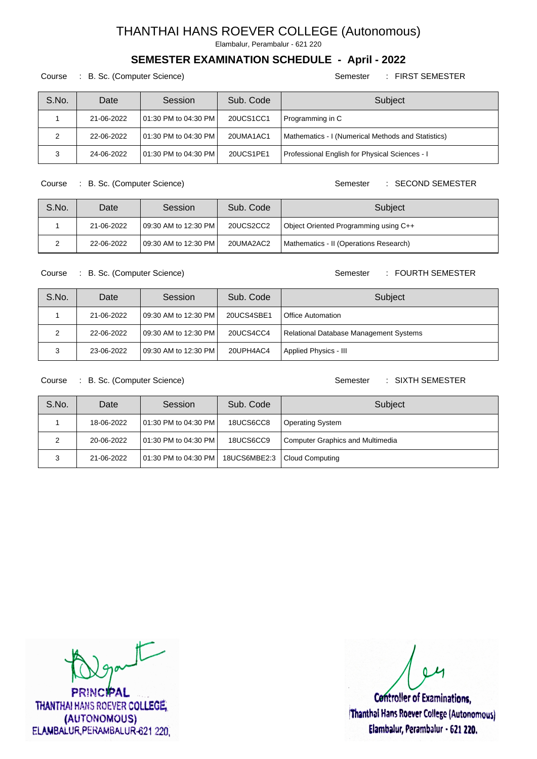# THANTHAI HANS ROEVER COLLEGE (Autonomous)

Elambalur, Perambalur - 621 220

## SEMESTER EXAMINATION SCHEDULE - April - 2022

Course : B. Sc. (Computer Science) Semester : FIRST SEMESTER

| S.No. | Date | Session | Sub. Code | Subject |
|---|---|---|---|---|
| 1 | 21-06-2022 | 01:30 PM to 04:30 PM | 20UCS1CC1 | Programming in C |
| 2 | 22-06-2022 | 01:30 PM to 04:30 PM | 20UMA1AC1 | Mathematics - I (Numerical Methods and Statistics) |
| 3 | 24-06-2022 | 01:30 PM to 04:30 PM | 20UCS1PE1 | Professional English for Physical Sciences - I |

Course : B. Sc. (Computer Science) Semester : SECOND SEMESTER

| S.No. | Date | Session | Sub. Code | Subject |
|---|---|---|---|---|
| 1 | 21-06-2022 | 09:30 AM to 12:30 PM | 20UCS2CC2 | Object Oriented Programming using C++ |
| 2 | 22-06-2022 | 09:30 AM to 12:30 PM | 20UMA2AC2 | Mathematics - II (Operations Research) |

Course : B. Sc. (Computer Science) Semester : FOURTH SEMESTER

| S.No. | Date | Session | Sub. Code | Subject |
|---|---|---|---|---|
| 1 | 21-06-2022 | 09:30 AM to 12:30 PM | 20UCS4SBE1 | Office Automation |
| 2 | 22-06-2022 | 09:30 AM to 12:30 PM | 20UCS4CC4 | Relational Database Management Systems |
| 3 | 23-06-2022 | 09:30 AM to 12:30 PM | 20UPH4AC4 | Applied Physics - III |

Course : B. Sc. (Computer Science) Semester : SIXTH SEMESTER

| S.No. | Date | Session | Sub. Code | Subject |
|---|---|---|---|---|
| 1 | 18-06-2022 | 01:30 PM to 04:30 PM | 18UCS6CC8 | Operating System |
| 2 | 20-06-2022 | 01:30 PM to 04:30 PM | 18UCS6CC9 | Computer Graphics and Multimedia |
| 3 | 21-06-2022 | 01:30 PM to 04:30 PM | 18UCS6MBE2:3 | Cloud Computing |

PRINCIPAL
THANTHAI HANS ROEVER COLLEGE,
(AUTONOMOUS)
ELAMBALUR, PERAMBALUR-621 220.

Controller of Examinations,
Thanthai Hans Roever College (Autonomous)
Elambalur, Perambalur - 621 220.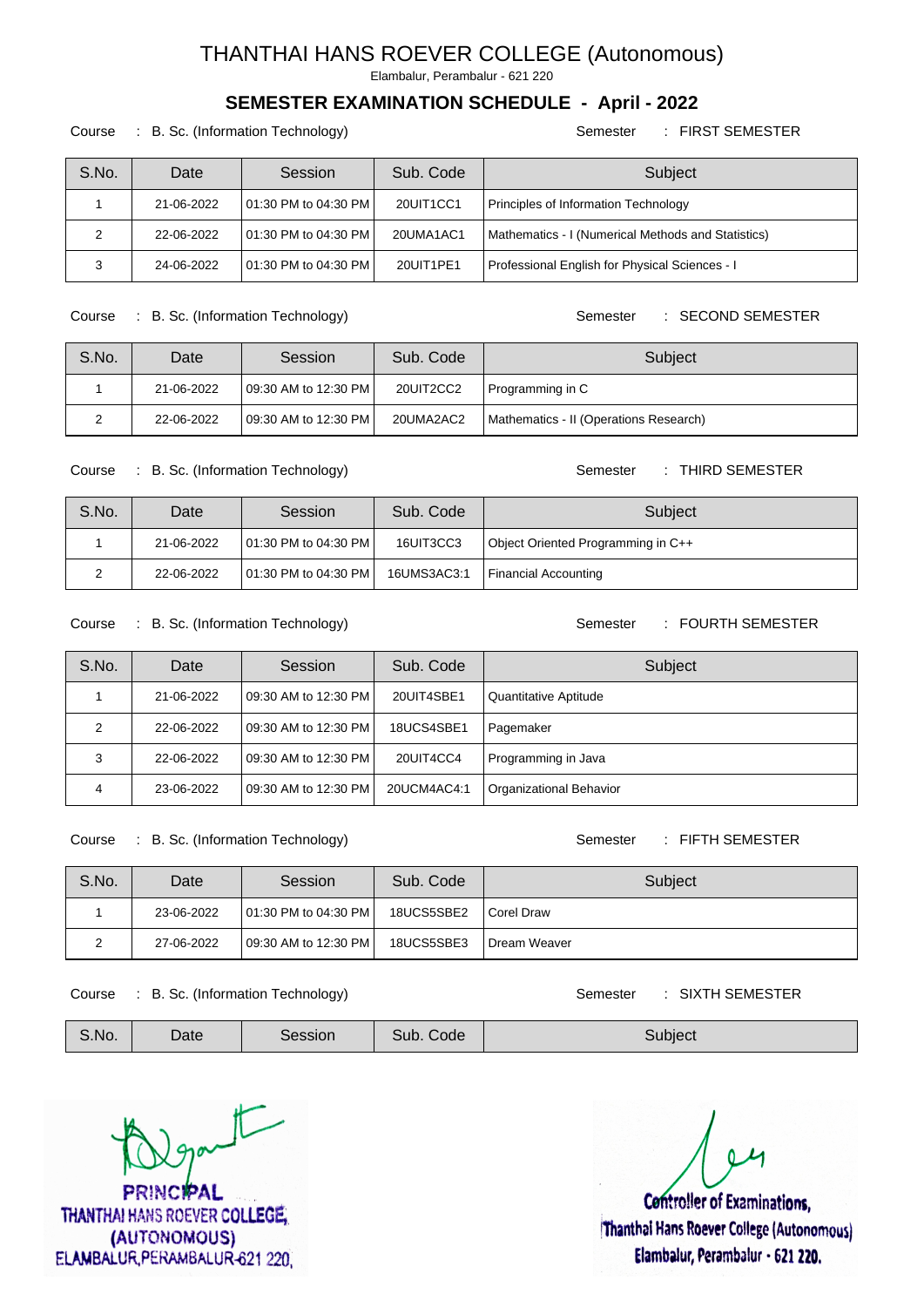# THANTHAI HANS ROEVER COLLEGE (Autonomous)

Elambalur, Perambalur - 621 220

## SEMESTER EXAMINATION SCHEDULE - April - 2022

Course : B. Sc. (Information Technology) Semester : FIRST SEMESTER

| S.No. | Date | Session | Sub. Code | Subject |
|---|---|---|---|---|
| 1 | 21-06-2022 | 01:30 PM to 04:30 PM | 20UIT1CC1 | Principles of Information Technology |
| 2 | 22-06-2022 | 01:30 PM to 04:30 PM | 20UMA1AC1 | Mathematics - I (Numerical Methods and Statistics) |
| 3 | 24-06-2022 | 01:30 PM to 04:30 PM | 20UIT1PE1 | Professional English for Physical Sciences - I |

Course : B. Sc. (Information Technology) Semester : SECOND SEMESTER

| S.No. | Date | Session | Sub. Code | Subject |
|---|---|---|---|---|
| 1 | 21-06-2022 | 09:30 AM to 12:30 PM | 20UIT2CC2 | Programming in C |
| 2 | 22-06-2022 | 09:30 AM to 12:30 PM | 20UMA2AC2 | Mathematics - II (Operations Research) |

Course : B. Sc. (Information Technology) Semester : THIRD SEMESTER

| S.No. | Date | Session | Sub. Code | Subject |
|---|---|---|---|---|
| 1 | 21-06-2022 | 01:30 PM to 04:30 PM | 16UIT3CC3 | Object Oriented Programming in C++ |
| 2 | 22-06-2022 | 01:30 PM to 04:30 PM | 16UMS3AC3:1 | Financial Accounting |

Course : B. Sc. (Information Technology) Semester : FOURTH SEMESTER

| S.No. | Date | Session | Sub. Code | Subject |
|---|---|---|---|---|
| 1 | 21-06-2022 | 09:30 AM to 12:30 PM | 20UIT4SBE1 | Quantitative Aptitude |
| 2 | 22-06-2022 | 09:30 AM to 12:30 PM | 18UCS4SBE1 | Pagemaker |
| 3 | 22-06-2022 | 09:30 AM to 12:30 PM | 20UIT4CC4 | Programming in Java |
| 4 | 23-06-2022 | 09:30 AM to 12:30 PM | 20UCM4AC4:1 | Organizational Behavior |

Course : B. Sc. (Information Technology) Semester : FIFTH SEMESTER

| S.No. | Date | Session | Sub. Code | Subject |
|---|---|---|---|---|
| 1 | 23-06-2022 | 01:30 PM to 04:30 PM | 18UCS5SBE2 | Corel Draw |
| 2 | 27-06-2022 | 09:30 AM to 12:30 PM | 18UCS5SBE3 | Dream Weaver |

Course : B. Sc. (Information Technology) Semester : SIXTH SEMESTER

| S.No. | Date | Session | Sub. Code | Subject |
|---|---|---|---|---|

PRINCIPAL
THANTHAI HANS ROEVER COLLEGE,
(AUTONOMOUS)
ELAMBALUR, PERAMBALUR-621 220.

Controller of Examinations,
Thanthai Hans Roever College (Autonomous)
Elambalur, Perambalur - 621 220.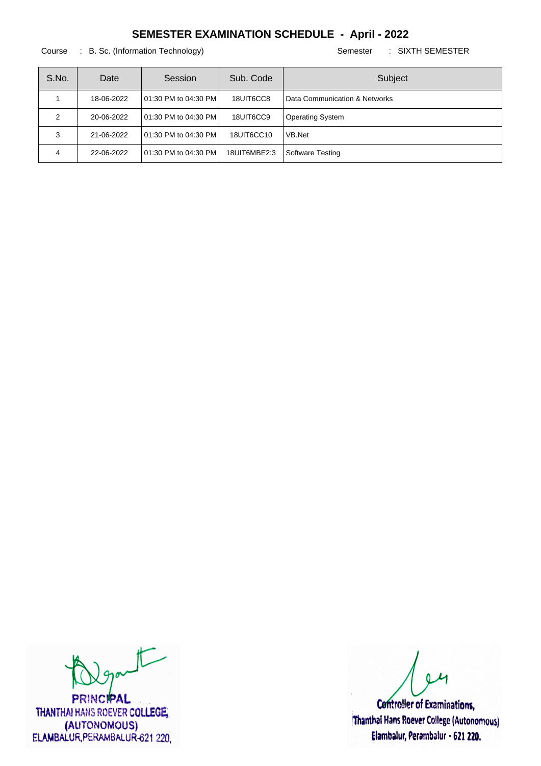# SEMESTER EXAMINATION SCHEDULE - April - 2022

Course : B. Sc. (Information Technology) Semester : SIXTH SEMESTER

| S.No. | Date | Session | Sub. Code | Subject |
|---|---|---|---|---|
| 1 | 18-06-2022 | 01:30 PM to 04:30 PM | 18UIT6CC8 | Data Communication & Networks |
| 2 | 20-06-2022 | 01:30 PM to 04:30 PM | 18UIT6CC9 | Operating System |
| 3 | 21-06-2022 | 01:30 PM to 04:30 PM | 18UIT6CC10 | VB.Net |
| 4 | 22-06-2022 | 01:30 PM to 04:30 PM | 18UIT6MBE2:3 | Software Testing |

PRINCIPAL
THANTHAI HANS ROEVER COLLEGE,
(AUTONOMOUS)
ELAMBALUR, PERAMBALUR-621 220.

Controller of Examinations,
Thanthai Hans Roever College (Autonomous)
Elambalur, Perambalur - 621 220.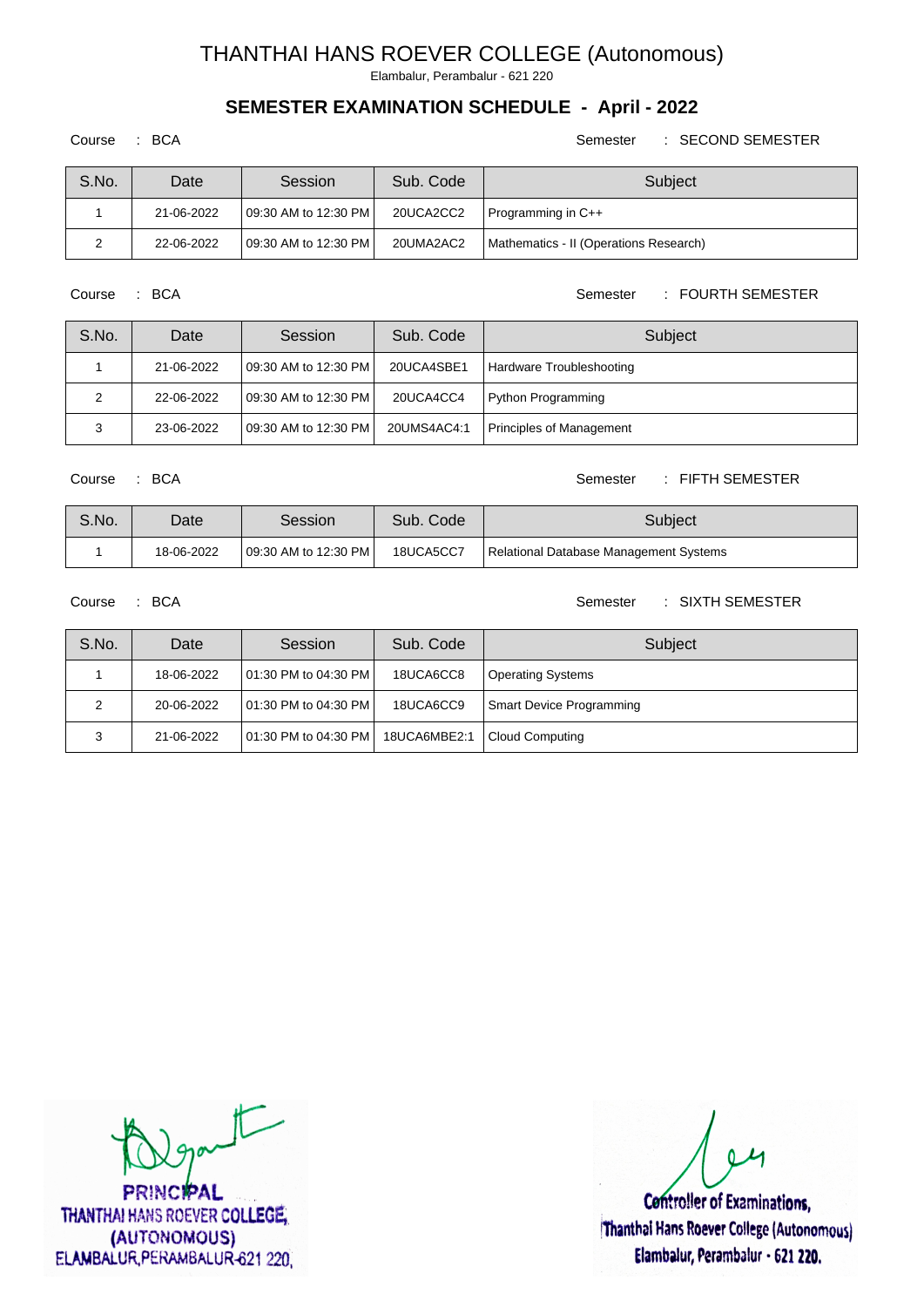# THANTHAI HANS ROEVER COLLEGE (Autonomous)

Elambalur, Perambalur - 621 220

## SEMESTER EXAMINATION SCHEDULE - April - 2022

Course : BCA &nbsp;&nbsp;&nbsp;&nbsp;&nbsp;&nbsp;&nbsp;&nbsp; Semester : SECOND SEMESTER

| S.No. | Date | Session | Sub. Code | Subject |
|---|---|---|---|---|
| 1 | 21-06-2022 | 09:30 AM to 12:30 PM | 20UCA2CC2 | Programming in C++ |
| 2 | 22-06-2022 | 09:30 AM to 12:30 PM | 20UMA2AC2 | Mathematics - II (Operations Research) |

Course : BCA &nbsp;&nbsp;&nbsp;&nbsp;&nbsp;&nbsp;&nbsp;&nbsp; Semester : FOURTH SEMESTER

| S.No. | Date | Session | Sub. Code | Subject |
|---|---|---|---|---|
| 1 | 21-06-2022 | 09:30 AM to 12:30 PM | 20UCA4SBE1 | Hardware Troubleshooting |
| 2 | 22-06-2022 | 09:30 AM to 12:30 PM | 20UCA4CC4 | Python Programming |
| 3 | 23-06-2022 | 09:30 AM to 12:30 PM | 20UMS4AC4:1 | Principles of Management |

Course : BCA &nbsp;&nbsp;&nbsp;&nbsp;&nbsp;&nbsp;&nbsp;&nbsp; Semester : FIFTH SEMESTER

| S.No. | Date | Session | Sub. Code | Subject |
|---|---|---|---|---|
| 1 | 18-06-2022 | 09:30 AM to 12:30 PM | 18UCA5CC7 | Relational Database Management Systems |

Course : BCA &nbsp;&nbsp;&nbsp;&nbsp;&nbsp;&nbsp;&nbsp;&nbsp; Semester : SIXTH SEMESTER

| S.No. | Date | Session | Sub. Code | Subject |
|---|---|---|---|---|
| 1 | 18-06-2022 | 01:30 PM to 04:30 PM | 18UCA6CC8 | Operating Systems |
| 2 | 20-06-2022 | 01:30 PM to 04:30 PM | 18UCA6CC9 | Smart Device Programming |
| 3 | 21-06-2022 | 01:30 PM to 04:30 PM | 18UCA6MBE2:1 | Cloud Computing |

PRINCIPAL
THANTHAI HANS ROEVER COLLEGE,
(AUTONOMOUS)
ELAMBALUR, PERAMBALUR-621 220.

Controller of Examinations,
Thanthai Hans Roever College (Autonomous)
Elambalur, Perambalur - 621 220.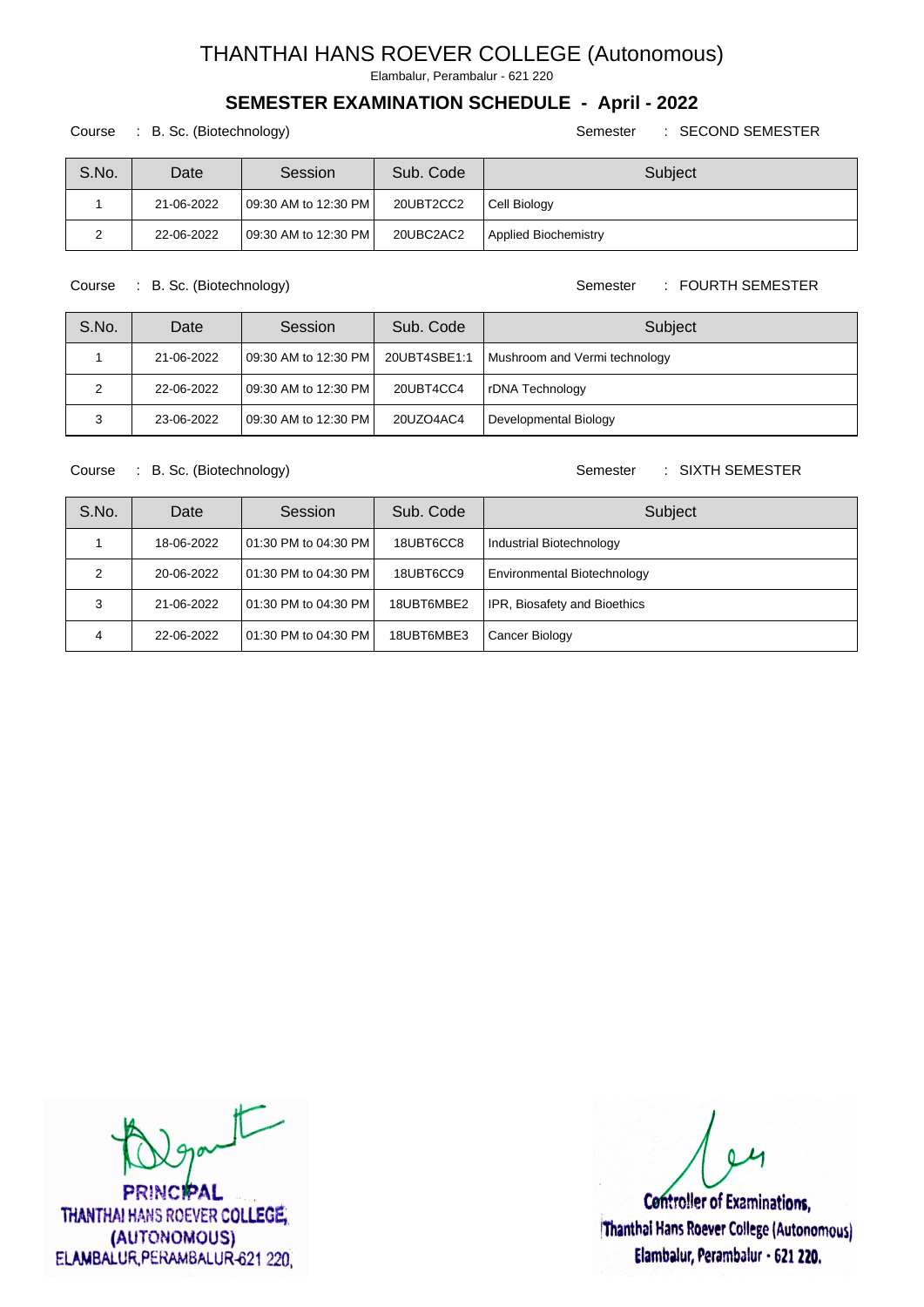# THANTHAI HANS ROEVER COLLEGE (Autonomous)

Elambalur, Perambalur - 621 220

## SEMESTER EXAMINATION SCHEDULE - April - 2022

Course : B. Sc. (Biotechnology) Semester : SECOND SEMESTER

| S.No. | Date | Session | Sub. Code | Subject |
|---|---|---|---|---|
| 1 | 21-06-2022 | 09:30 AM to 12:30 PM | 20UBT2CC2 | Cell Biology |
| 2 | 22-06-2022 | 09:30 AM to 12:30 PM | 20UBC2AC2 | Applied Biochemistry |

Course : B. Sc. (Biotechnology) Semester : FOURTH SEMESTER

| S.No. | Date | Session | Sub. Code | Subject |
|---|---|---|---|---|
| 1 | 21-06-2022 | 09:30 AM to 12:30 PM | 20UBT4SBE1:1 | Mushroom and Vermi technology |
| 2 | 22-06-2022 | 09:30 AM to 12:30 PM | 20UBT4CC4 | rDNA Technology |
| 3 | 23-06-2022 | 09:30 AM to 12:30 PM | 20UZO4AC4 | Developmental Biology |

Course : B. Sc. (Biotechnology) Semester : SIXTH SEMESTER

| S.No. | Date | Session | Sub. Code | Subject |
|---|---|---|---|---|
| 1 | 18-06-2022 | 01:30 PM to 04:30 PM | 18UBT6CC8 | Industrial Biotechnology |
| 2 | 20-06-2022 | 01:30 PM to 04:30 PM | 18UBT6CC9 | Environmental Biotechnology |
| 3 | 21-06-2022 | 01:30 PM to 04:30 PM | 18UBT6MBE2 | IPR, Biosafety and Bioethics |
| 4 | 22-06-2022 | 01:30 PM to 04:30 PM | 18UBT6MBE3 | Cancer Biology |

PRINCIPAL
THANTHAI HANS ROEVER COLLEGE,
(AUTONOMOUS)
ELAMBALUR, PERAMBALUR-621 220.

Controller of Examinations,
Thanthai Hans Roever College (Autonomous)
Elambalur, Perambalur - 621 220.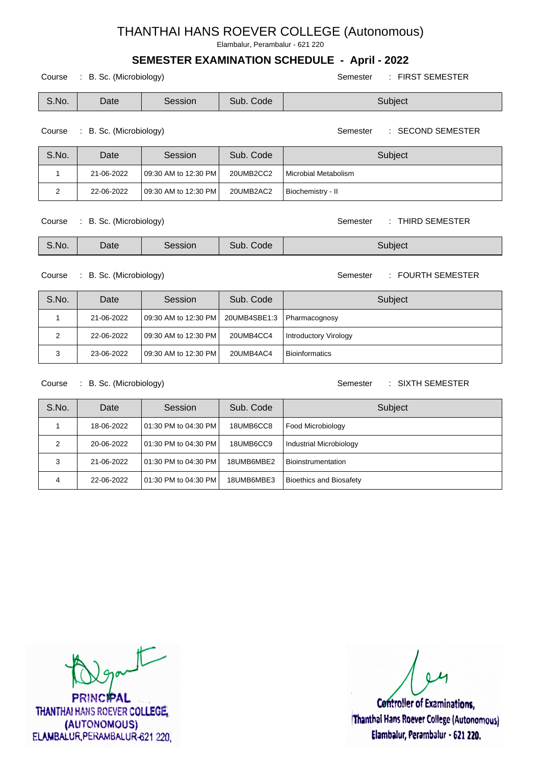# THANTHAI HANS ROEVER COLLEGE (Autonomous)

Elambalur, Perambalur - 621 220

## SEMESTER EXAMINATION SCHEDULE - April - 2022

Course : B. Sc. (Microbiology) Semester : FIRST SEMESTER

| S.No. | Date | Session | Sub. Code | Subject |
|---|---|---|---|---|

Course : B. Sc. (Microbiology) Semester : SECOND SEMESTER

| S.No. | Date | Session | Sub. Code | Subject |
|---|---|---|---|---|
| 1 | 21-06-2022 | 09:30 AM to 12:30 PM | 20UMB2CC2 | Microbial Metabolism |
| 2 | 22-06-2022 | 09:30 AM to 12:30 PM | 20UMB2AC2 | Biochemistry - II |

Course : B. Sc. (Microbiology) Semester : THIRD SEMESTER

| S.No. | Date | Session | Sub. Code | Subject |
|---|---|---|---|---|

Course : B. Sc. (Microbiology) Semester : FOURTH SEMESTER

| S.No. | Date | Session | Sub. Code | Subject |
|---|---|---|---|---|
| 1 | 21-06-2022 | 09:30 AM to 12:30 PM | 20UMB4SBE1:3 | Pharmacognosy |
| 2 | 22-06-2022 | 09:30 AM to 12:30 PM | 20UMB4CC4 | Introductory Virology |
| 3 | 23-06-2022 | 09:30 AM to 12:30 PM | 20UMB4AC4 | Bioinformatics |

Course : B. Sc. (Microbiology) Semester : SIXTH SEMESTER

| S.No. | Date | Session | Sub. Code | Subject |
|---|---|---|---|---|
| 1 | 18-06-2022 | 01:30 PM to 04:30 PM | 18UMB6CC8 | Food Microbiology |
| 2 | 20-06-2022 | 01:30 PM to 04:30 PM | 18UMB6CC9 | Industrial Microbiology |
| 3 | 21-06-2022 | 01:30 PM to 04:30 PM | 18UMB6MBE2 | Bioinstrumentation |
| 4 | 22-06-2022 | 01:30 PM to 04:30 PM | 18UMB6MBE3 | Bioethics and Biosafety |

PRINCIPAL
THANTHAI HANS ROEVER COLLEGE,
(AUTONOMOUS)
ELAMBALUR, PERAMBALUR-621 220.

Controller of Examinations,
Thanthai Hans Roever College (Autonomous)
Elambalur, Perambalur - 621 220.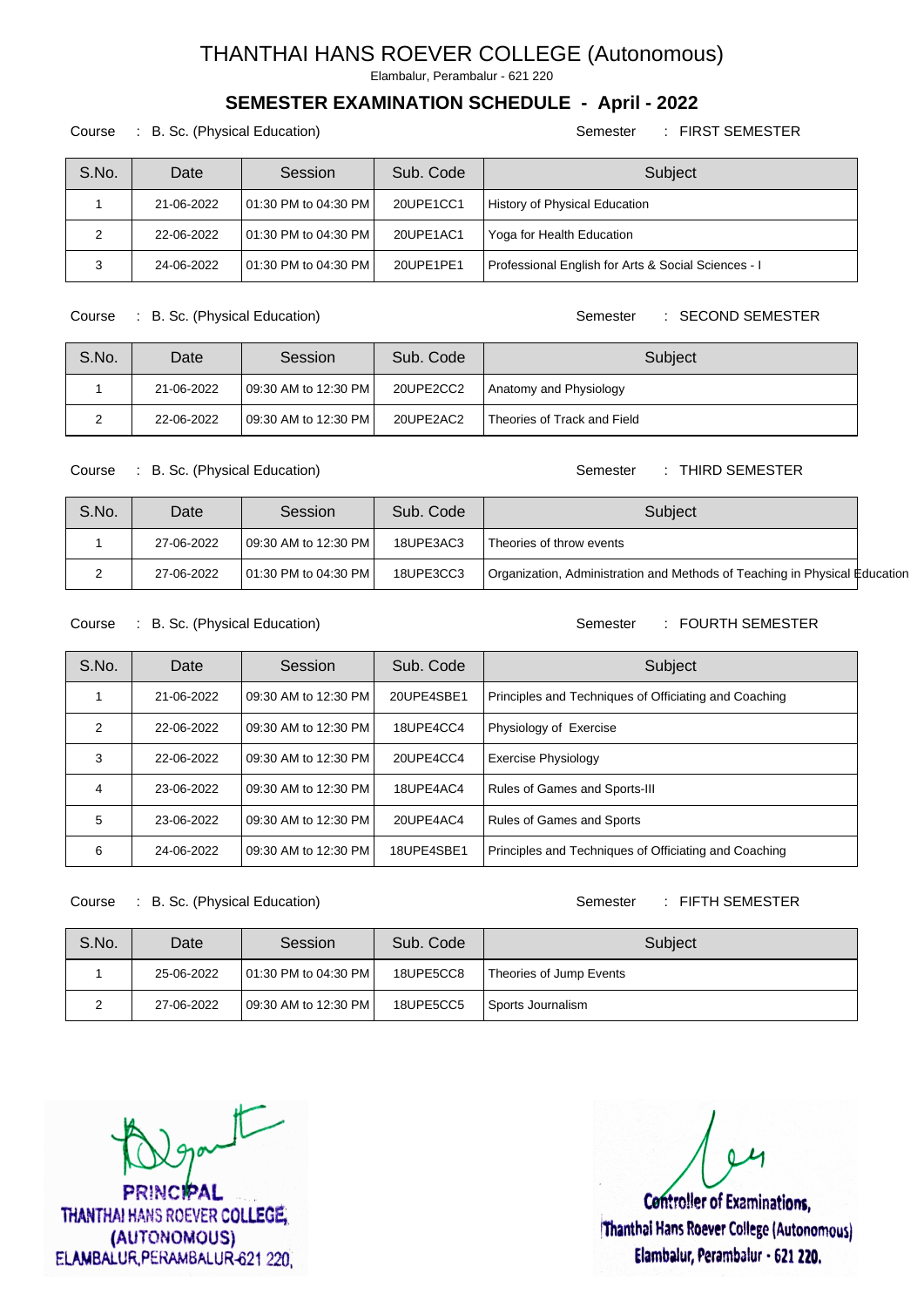# THANTHAI HANS ROEVER COLLEGE (Autonomous)

Elambalur, Perambalur - 621 220

## SEMESTER EXAMINATION SCHEDULE - April - 2022

Course : B. Sc. (Physical Education) Semester : FIRST SEMESTER

| S.No. | Date | Session | Sub. Code | Subject |
|---|---|---|---|---|
| 1 | 21-06-2022 | 01:30 PM to 04:30 PM | 20UPE1CC1 | History of Physical Education |
| 2 | 22-06-2022 | 01:30 PM to 04:30 PM | 20UPE1AC1 | Yoga for Health Education |
| 3 | 24-06-2022 | 01:30 PM to 04:30 PM | 20UPE1PE1 | Professional English for Arts & Social Sciences - I |

Course : B. Sc. (Physical Education) Semester : SECOND SEMESTER

| S.No. | Date | Session | Sub. Code | Subject |
|---|---|---|---|---|
| 1 | 21-06-2022 | 09:30 AM to 12:30 PM | 20UPE2CC2 | Anatomy and Physiology |
| 2 | 22-06-2022 | 09:30 AM to 12:30 PM | 20UPE2AC2 | Theories of Track and Field |

Course : B. Sc. (Physical Education) Semester : THIRD SEMESTER

| S.No. | Date | Session | Sub. Code | Subject |
|---|---|---|---|---|
| 1 | 27-06-2022 | 09:30 AM to 12:30 PM | 18UPE3AC3 | Theories of throw events |
| 2 | 27-06-2022 | 01:30 PM to 04:30 PM | 18UPE3CC3 | Organization, Administration and Methods of Teaching in Physical Education |

Course : B. Sc. (Physical Education) Semester : FOURTH SEMESTER

| S.No. | Date | Session | Sub. Code | Subject |
|---|---|---|---|---|
| 1 | 21-06-2022 | 09:30 AM to 12:30 PM | 20UPE4SBE1 | Principles and Techniques of Officiating and Coaching |
| 2 | 22-06-2022 | 09:30 AM to 12:30 PM | 18UPE4CC4 | Physiology of Exercise |
| 3 | 22-06-2022 | 09:30 AM to 12:30 PM | 20UPE4CC4 | Exercise Physiology |
| 4 | 23-06-2022 | 09:30 AM to 12:30 PM | 18UPE4AC4 | Rules of Games and Sports-III |
| 5 | 23-06-2022 | 09:30 AM to 12:30 PM | 20UPE4AC4 | Rules of Games and Sports |
| 6 | 24-06-2022 | 09:30 AM to 12:30 PM | 18UPE4SBE1 | Principles and Techniques of Officiating and Coaching |

Course : B. Sc. (Physical Education) Semester : FIFTH SEMESTER

| S.No. | Date | Session | Sub. Code | Subject |
|---|---|---|---|---|
| 1 | 25-06-2022 | 01:30 PM to 04:30 PM | 18UPE5CC8 | Theories of Jump Events |
| 2 | 27-06-2022 | 09:30 AM to 12:30 PM | 18UPE5CC5 | Sports Journalism |

PRINCIPAL
THANTHAI HANS ROEVER COLLEGE,
(AUTONOMOUS)
ELAMBALUR, PERAMBALUR-621 220.

Controller of Examinations,
Thanthai Hans Roever College (Autonomous)
Elambalur, Perambalur - 621 220.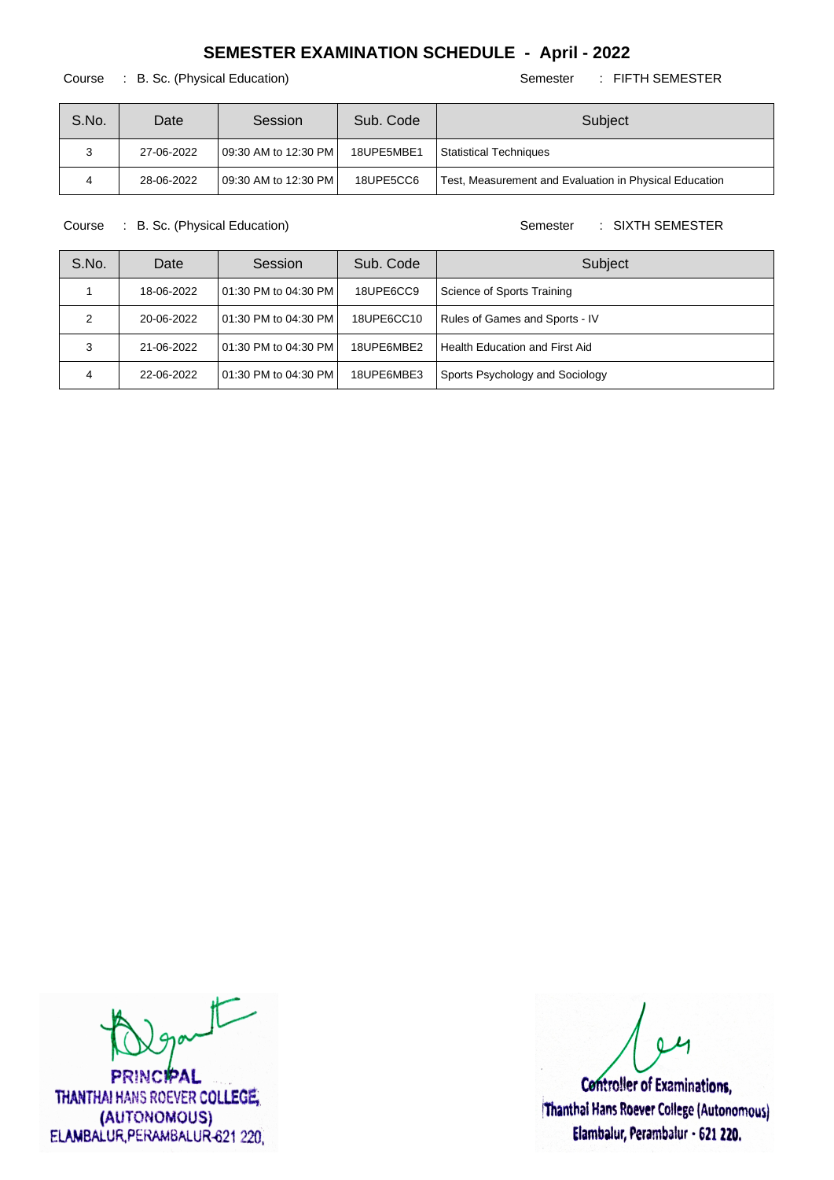## SEMESTER EXAMINATION SCHEDULE - April - 2022

Course : B. Sc. (Physical Education) Semester : FIFTH SEMESTER

| S.No. | Date | Session | Sub. Code | Subject |
|---|---|---|---|---|
| 3 | 27-06-2022 | 09:30 AM to 12:30 PM | 18UPE5MBE1 | Statistical Techniques |
| 4 | 28-06-2022 | 09:30 AM to 12:30 PM | 18UPE5CC6 | Test, Measurement and Evaluation in Physical Education |

Course : B. Sc. (Physical Education) Semester : SIXTH SEMESTER

| S.No. | Date | Session | Sub. Code | Subject |
|---|---|---|---|---|
| 1 | 18-06-2022 | 01:30 PM to 04:30 PM | 18UPE6CC9 | Science of Sports Training |
| 2 | 20-06-2022 | 01:30 PM to 04:30 PM | 18UPE6CC10 | Rules of Games and Sports - IV |
| 3 | 21-06-2022 | 01:30 PM to 04:30 PM | 18UPE6MBE2 | Health Education and First Aid |
| 4 | 22-06-2022 | 01:30 PM to 04:30 PM | 18UPE6MBE3 | Sports Psychology and Sociology |

PRINCIPAL
THANTHAI HANS ROEVER COLLEGE,
(AUTONOMOUS)
ELAMBALUR, PERAMBALUR-621 220.

Controller of Examinations,
Thanthai Hans Roever College (Autonomous)
Elambalur, Perambalur - 621 220.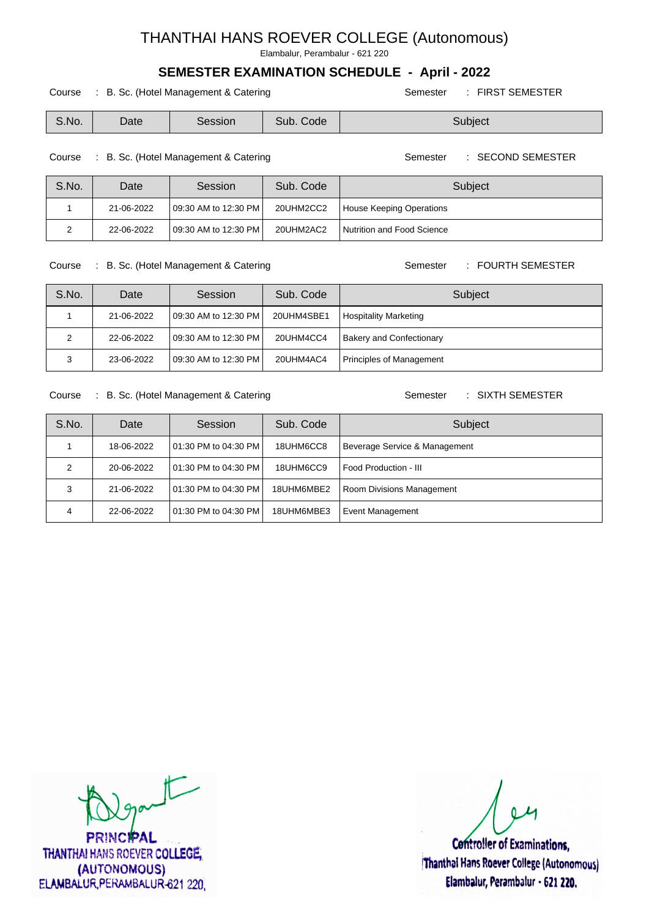# THANTHAI HANS ROEVER COLLEGE (Autonomous)

Elambalur, Perambalur - 621 220

## SEMESTER EXAMINATION SCHEDULE - April - 2022

Course : B. Sc. (Hotel Management & Catering     Semester : FIRST SEMESTER

| S.No. | Date | Session | Sub. Code | Subject |
|---|---|---|---|---|

Course : B. Sc. (Hotel Management & Catering     Semester : SECOND SEMESTER

| S.No. | Date | Session | Sub. Code | Subject |
|---|---|---|---|---|
| 1 | 21-06-2022 | 09:30 AM to 12:30 PM | 20UHM2CC2 | House Keeping Operations |
| 2 | 22-06-2022 | 09:30 AM to 12:30 PM | 20UHM2AC2 | Nutrition and Food Science |

Course : B. Sc. (Hotel Management & Catering     Semester : FOURTH SEMESTER

| S.No. | Date | Session | Sub. Code | Subject |
|---|---|---|---|---|
| 1 | 21-06-2022 | 09:30 AM to 12:30 PM | 20UHM4SBE1 | Hospitality Marketing |
| 2 | 22-06-2022 | 09:30 AM to 12:30 PM | 20UHM4CC4 | Bakery and Confectionary |
| 3 | 23-06-2022 | 09:30 AM to 12:30 PM | 20UHM4AC4 | Principles of Management |

Course : B. Sc. (Hotel Management & Catering     Semester : SIXTH SEMESTER

| S.No. | Date | Session | Sub. Code | Subject |
|---|---|---|---|---|
| 1 | 18-06-2022 | 01:30 PM to 04:30 PM | 18UHM6CC8 | Beverage Service & Management |
| 2 | 20-06-2022 | 01:30 PM to 04:30 PM | 18UHM6CC9 | Food Production - III |
| 3 | 21-06-2022 | 01:30 PM to 04:30 PM | 18UHM6MBE2 | Room Divisions Management |
| 4 | 22-06-2022 | 01:30 PM to 04:30 PM | 18UHM6MBE3 | Event Management |

PRINCIPAL
THANTHAI HANS ROEVER COLLEGE,
(AUTONOMOUS)
ELAMBALUR, PERAMBALUR-621 220.

Controller of Examinations,
Thanthai Hans Roever College (Autonomous)
Elambalur, Perambalur - 621 220.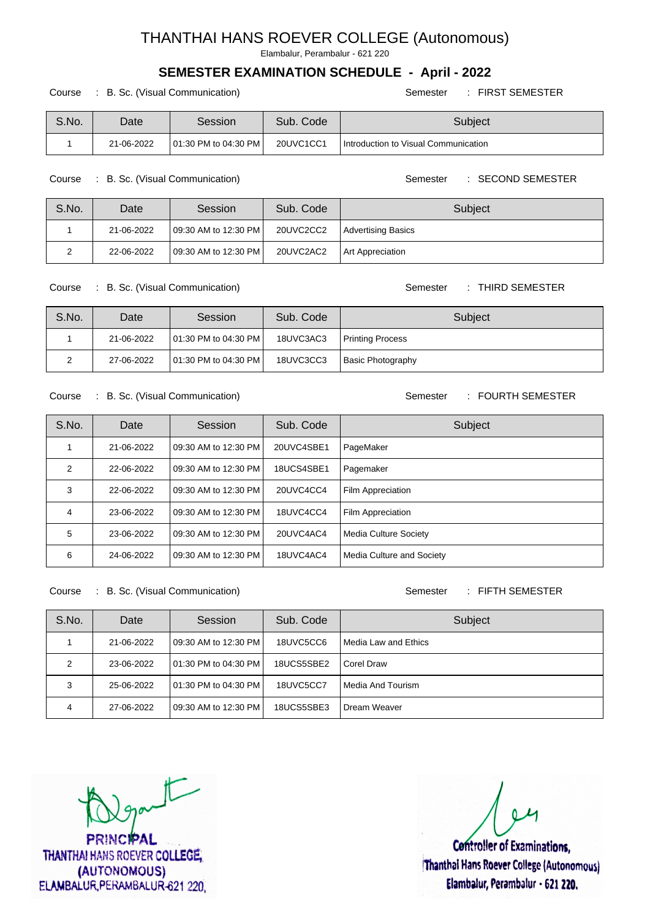# THANTHAI HANS ROEVER COLLEGE (Autonomous)

Elambalur, Perambalur - 621 220

## SEMESTER EXAMINATION SCHEDULE - April - 2022

Course : B. Sc. (Visual Communication) Semester : FIRST SEMESTER

| S.No. | Date | Session | Sub. Code | Subject |
|---|---|---|---|---|
| 1 | 21-06-2022 | 01:30 PM to 04:30 PM | 20UVC1CC1 | Introduction to Visual Communication |

Course : B. Sc. (Visual Communication) Semester : SECOND SEMESTER

| S.No. | Date | Session | Sub. Code | Subject |
|---|---|---|---|---|
| 1 | 21-06-2022 | 09:30 AM to 12:30 PM | 20UVC2CC2 | Advertising Basics |
| 2 | 22-06-2022 | 09:30 AM to 12:30 PM | 20UVC2AC2 | Art Appreciation |

Course : B. Sc. (Visual Communication) Semester : THIRD SEMESTER

| S.No. | Date | Session | Sub. Code | Subject |
|---|---|---|---|---|
| 1 | 21-06-2022 | 01:30 PM to 04:30 PM | 18UVC3AC3 | Printing Process |
| 2 | 27-06-2022 | 01:30 PM to 04:30 PM | 18UVC3CC3 | Basic Photography |

Course : B. Sc. (Visual Communication) Semester : FOURTH SEMESTER

| S.No. | Date | Session | Sub. Code | Subject |
|---|---|---|---|---|
| 1 | 21-06-2022 | 09:30 AM to 12:30 PM | 20UVC4SBE1 | PageMaker |
| 2 | 22-06-2022 | 09:30 AM to 12:30 PM | 18UCS4SBE1 | Pagemaker |
| 3 | 22-06-2022 | 09:30 AM to 12:30 PM | 20UVC4CC4 | Film Appreciation |
| 4 | 23-06-2022 | 09:30 AM to 12:30 PM | 18UVC4CC4 | Film Appreciation |
| 5 | 23-06-2022 | 09:30 AM to 12:30 PM | 20UVC4AC4 | Media Culture Society |
| 6 | 24-06-2022 | 09:30 AM to 12:30 PM | 18UVC4AC4 | Media Culture and Society |

Course : B. Sc. (Visual Communication) Semester : FIFTH SEMESTER

| S.No. | Date | Session | Sub. Code | Subject |
|---|---|---|---|---|
| 1 | 21-06-2022 | 09:30 AM to 12:30 PM | 18UVC5CC6 | Media Law and Ethics |
| 2 | 23-06-2022 | 01:30 PM to 04:30 PM | 18UCS5SBE2 | Corel Draw |
| 3 | 25-06-2022 | 01:30 PM to 04:30 PM | 18UVC5CC7 | Media And Tourism |
| 4 | 27-06-2022 | 09:30 AM to 12:30 PM | 18UCS5SBE3 | Dream Weaver |

PRINCIPAL
THANTHAI HANS ROEVER COLLEGE,
(AUTONOMOUS)
ELAMBALUR, PERAMBALUR-621 220.

Controller of Examinations,
Thanthai Hans Roever College (Autonomous)
Elambalur, Perambalur - 621 220.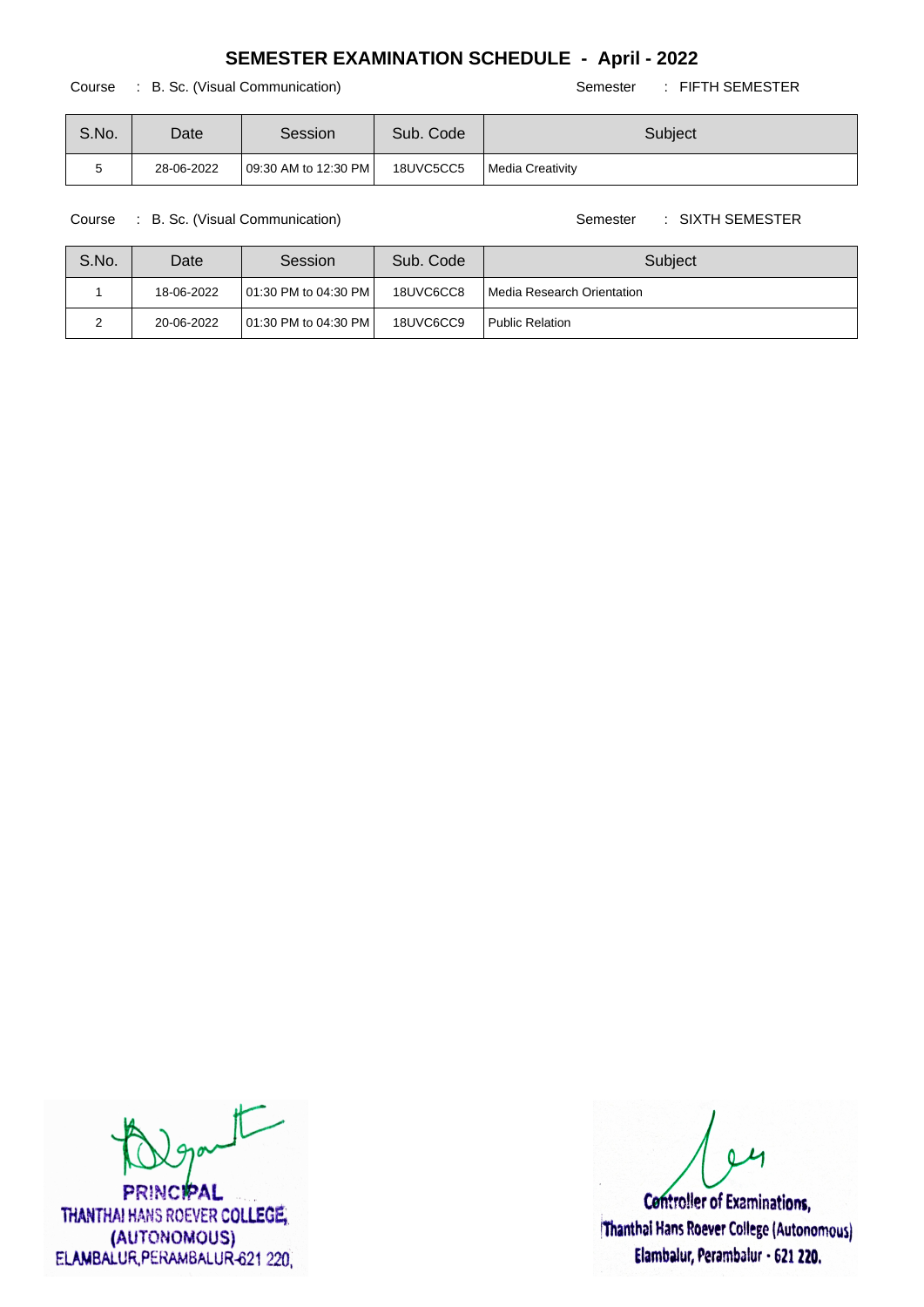# SEMESTER EXAMINATION SCHEDULE - April - 2022

Course : B. Sc. (Visual Communication) Semester : FIFTH SEMESTER

| S.No. | Date | Session | Sub. Code | Subject |
|---|---|---|---|---|
| 5 | 28-06-2022 | 09:30 AM to 12:30 PM | 18UVC5CC5 | Media Creativity |

Course : B. Sc. (Visual Communication) Semester : SIXTH SEMESTER

| S.No. | Date | Session | Sub. Code | Subject |
|---|---|---|---|---|
| 1 | 18-06-2022 | 01:30 PM to 04:30 PM | 18UVC6CC8 | Media Research Orientation |
| 2 | 20-06-2022 | 01:30 PM to 04:30 PM | 18UVC6CC9 | Public Relation |

PRINCIPAL
THANTHAI HANS ROEVER COLLEGE,
(AUTONOMOUS)
ELAMBALUR, PERAMBALUR-621 220.

Controller of Examinations,
Thanthai Hans Roever College (Autonomous)
Elambalur, Perambalur - 621 220.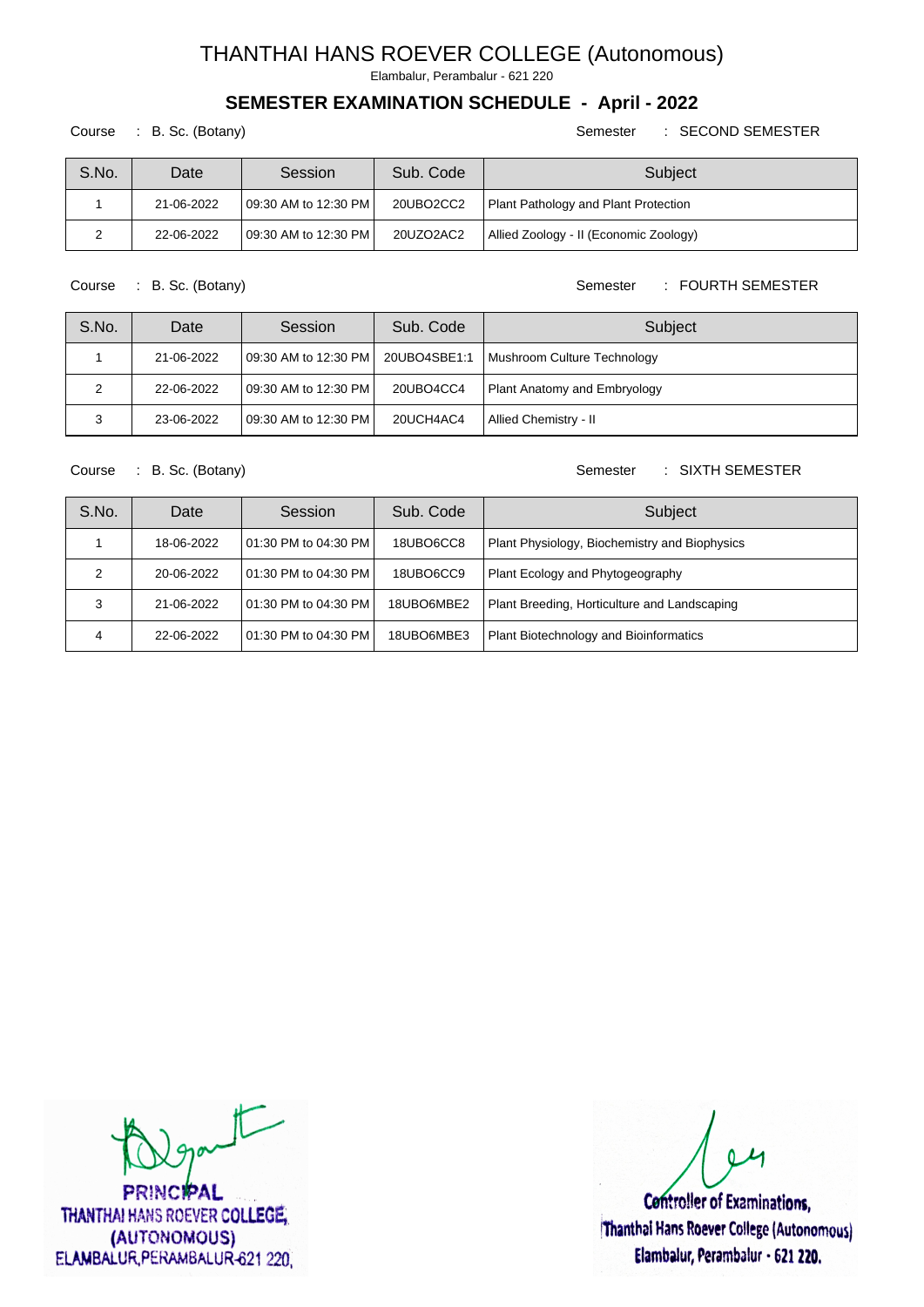# THANTHAI HANS ROEVER COLLEGE (Autonomous)

Elambalur, Perambalur - 621 220

## SEMESTER EXAMINATION SCHEDULE - April - 2022

Course : B. Sc. (Botany) Semester : SECOND SEMESTER

| S.No. | Date | Session | Sub. Code | Subject |
|---|---|---|---|---|
| 1 | 21-06-2022 | 09:30 AM to 12:30 PM | 20UBO2CC2 | Plant Pathology and Plant Protection |
| 2 | 22-06-2022 | 09:30 AM to 12:30 PM | 20UZO2AC2 | Allied Zoology - II (Economic Zoology) |

Course : B. Sc. (Botany) Semester : FOURTH SEMESTER

| S.No. | Date | Session | Sub. Code | Subject |
|---|---|---|---|---|
| 1 | 21-06-2022 | 09:30 AM to 12:30 PM | 20UBO4SBE1:1 | Mushroom Culture Technology |
| 2 | 22-06-2022 | 09:30 AM to 12:30 PM | 20UBO4CC4 | Plant Anatomy and Embryology |
| 3 | 23-06-2022 | 09:30 AM to 12:30 PM | 20UCH4AC4 | Allied Chemistry - II |

Course : B. Sc. (Botany) Semester : SIXTH SEMESTER

| S.No. | Date | Session | Sub. Code | Subject |
|---|---|---|---|---|
| 1 | 18-06-2022 | 01:30 PM to 04:30 PM | 18UBO6CC8 | Plant Physiology, Biochemistry and Biophysics |
| 2 | 20-06-2022 | 01:30 PM to 04:30 PM | 18UBO6CC9 | Plant Ecology and Phytogeography |
| 3 | 21-06-2022 | 01:30 PM to 04:30 PM | 18UBO6MBE2 | Plant Breeding, Horticulture and Landscaping |
| 4 | 22-06-2022 | 01:30 PM to 04:30 PM | 18UBO6MBE3 | Plant Biotechnology and Bioinformatics |

PRINCIPAL
THANTHAI HANS ROEVER COLLEGE,
(AUTONOMOUS)
ELAMBALUR, PERAMBALUR-621 220.

Controller of Examinations,
Thanthai Hans Roever College (Autonomous)
Elambalur, Perambalur - 621 220.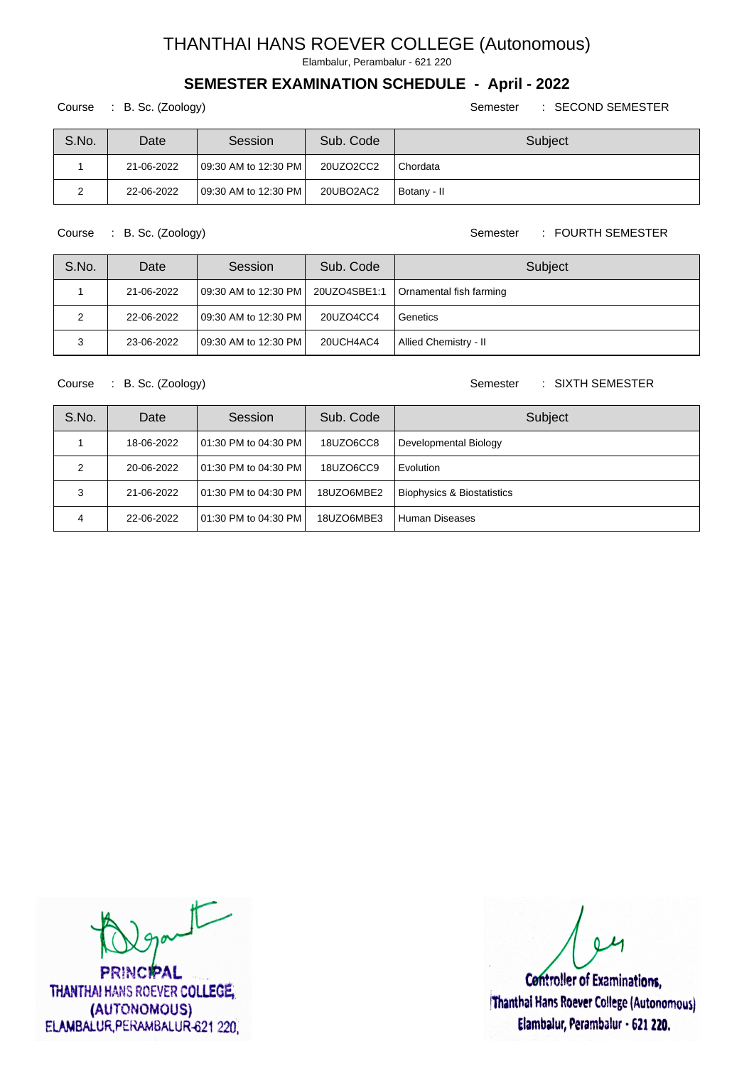# THANTHAI HANS ROEVER COLLEGE (Autonomous)

Elambalur, Perambalur - 621 220

## SEMESTER EXAMINATION SCHEDULE - April - 2022

Course : B. Sc. (Zoology) Semester : SECOND SEMESTER

| S.No. | Date | Session | Sub. Code | Subject |
|---|---|---|---|---|
| 1 | 21-06-2022 | 09:30 AM to 12:30 PM | 20UZO2CC2 | Chordata |
| 2 | 22-06-2022 | 09:30 AM to 12:30 PM | 20UBO2AC2 | Botany - II |

Course : B. Sc. (Zoology) Semester : FOURTH SEMESTER

| S.No. | Date | Session | Sub. Code | Subject |
|---|---|---|---|---|
| 1 | 21-06-2022 | 09:30 AM to 12:30 PM | 20UZO4SBE1:1 | Ornamental fish farming |
| 2 | 22-06-2022 | 09:30 AM to 12:30 PM | 20UZO4CC4 | Genetics |
| 3 | 23-06-2022 | 09:30 AM to 12:30 PM | 20UCH4AC4 | Allied Chemistry - II |

Course : B. Sc. (Zoology) Semester : SIXTH SEMESTER

| S.No. | Date | Session | Sub. Code | Subject |
|---|---|---|---|---|
| 1 | 18-06-2022 | 01:30 PM to 04:30 PM | 18UZO6CC8 | Developmental Biology |
| 2 | 20-06-2022 | 01:30 PM to 04:30 PM | 18UZO6CC9 | Evolution |
| 3 | 21-06-2022 | 01:30 PM to 04:30 PM | 18UZO6MBE2 | Biophysics & Biostatistics |
| 4 | 22-06-2022 | 01:30 PM to 04:30 PM | 18UZO6MBE3 | Human Diseases |

PRINCIPAL
THANTHAI HANS ROEVER COLLEGE,
(AUTONOMOUS)
ELAMBALUR, PERAMBALUR-621 220.

Controller of Examinations,
Thanthai Hans Roever College (Autonomous)
Elambalur, Perambalur - 621 220.